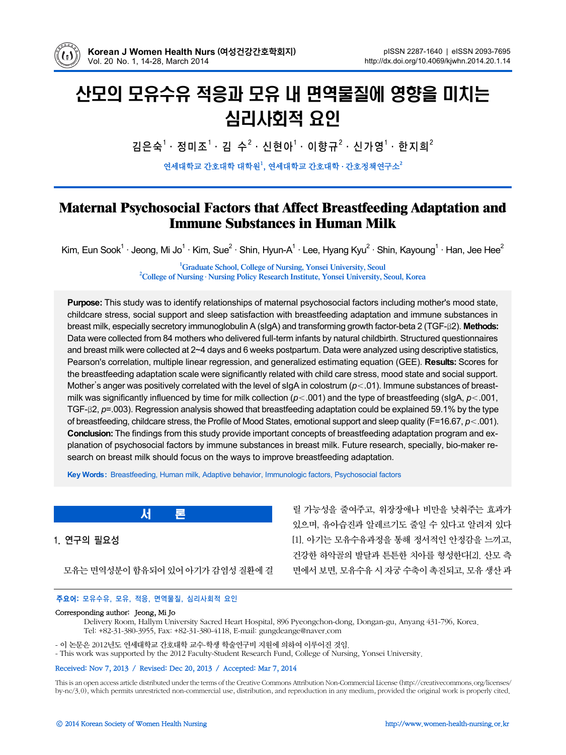# 산모의 모유수유 적응과 모유 내 면역물질에 영향을 미치는 심리사회적 요인

김은숙[1] · 정미조[1] · 김 수[2] · 신현아[1] · 이향규[2] · 신가영[1] · 한지희[2]

연세대학교 간호대학 대학원[1], 연세대학교 간호대학 · 간호정책연구소[2]

# Maternal Psychosocial Factors that Affect Breastfeeding Adaptation and Immune Substances in Human Milk

Kim, Eun Sook[1] · Jeong, Mi Jo[1] · Kim, Sue[2] · Shin, Hyun-A[1] · Lee, Hyang Kyu[2] · Shin, Kayoung[1] · Han, Jee Hee[2]

[1]Graduate School, College of Nursing, Yonsei University, Seoul
[2]College of Nursing · Nursing Policy Research Institute, Yonsei University, Seoul, Korea

**Purpose:** This study was to identify relationships of maternal psychosocial factors including mother's mood state, childcare stress, social support and sleep satisfaction with breastfeeding adaptation and immune substances in breast milk, especially secretory immunoglobulin A (sIgA) and transforming growth factor-beta 2 (TGF-β2). **Methods:** Data were collected from 84 mothers who delivered full-term infants by natural childbirth. Structured questionnaires and breast milk were collected at 2~4 days and 6 weeks postpartum. Data were analyzed using descriptive statistics, Pearson's correlation, multiple linear regression, and generalized estimating equation (GEE). **Results:** Scores for the breastfeeding adaptation scale were significantly related with child care stress, mood state and social support. Mother's anger was positively correlated with the level of sIgA in colostrum ($p<.01$). Immune substances of breastmilk was significantly influenced by time for milk collection ($p<.001$) and the type of breastfeeding (sIgA, $p<.001$, TGF-β2, $p=.003$). Regression analysis showed that breastfeeding adaptation could be explained 59.1% by the type of breastfeeding, childcare stress, the Profile of Mood States, emotional support and sleep quality ($F=16.67$, $p<.001$). **Conclusion:** The findings from this study provide important concepts of breastfeeding adaptation program and explanation of psychosocial factors by immune substances in breast milk. Future research, specially, bio-maker research on breast milk should focus on the ways to improve breastfeeding adaptation.

**Key Words:** Breastfeeding, Human milk, Adaptive behavior, Immunologic factors, Psychosocial factors

## 서 론

### 1. 연구의 필요성

모유는 면역성분이 함유되어 있어 아기가 감염성 질환에 걸릴 가능성을 줄여주고, 위장장애나 비만을 낮춰주는 효과가 있으며, 유아습진과 알레르기도 줄일 수 있다고 알려져 있다[1]. 아기는 모유수유과정을 통해 정서적인 안정감을 느끼고, 건강한 하악골의 발달과 튼튼한 치아를 형성한다[2]. 산모 측면에서 보면, 모유수유 시 자궁 수축이 촉진되고, 모유 생산 과

**주요어:** 모유수유, 모유, 적응, 면역물질, 심리사회적 요인

Corresponding author: Jeong, Mi Jo
Delivery Room, Hallym University Sacred Heart Hospital, 896 Pyeongchon-dong, Dongan-gu, Anyang 431-796, Korea.
Tel: +82-31-380-3955, Fax: +82-31-380-4118, E-mail: gungdeange@naver.com

- 이 논문은 2012년도 연세대학교 간호대학 교수-학생 학술연구비 지원에 의하여 이루어진 것임.
- This work was supported by the 2012 Faculty-Student Research Fund, College of Nursing, Yonsei University.

Received: Nov 7, 2013 / Revised: Dec 20, 2013 / Accepted: Mar 7, 2014

This is an open access article distributed under the terms of the Creative Commons Attribution Non-Commercial License (http://creativecommons.org/licenses/by-nc/3.0), which permits unrestricted non-commercial use, distribution, and reproduction in any medium, provided the original work is properly cited.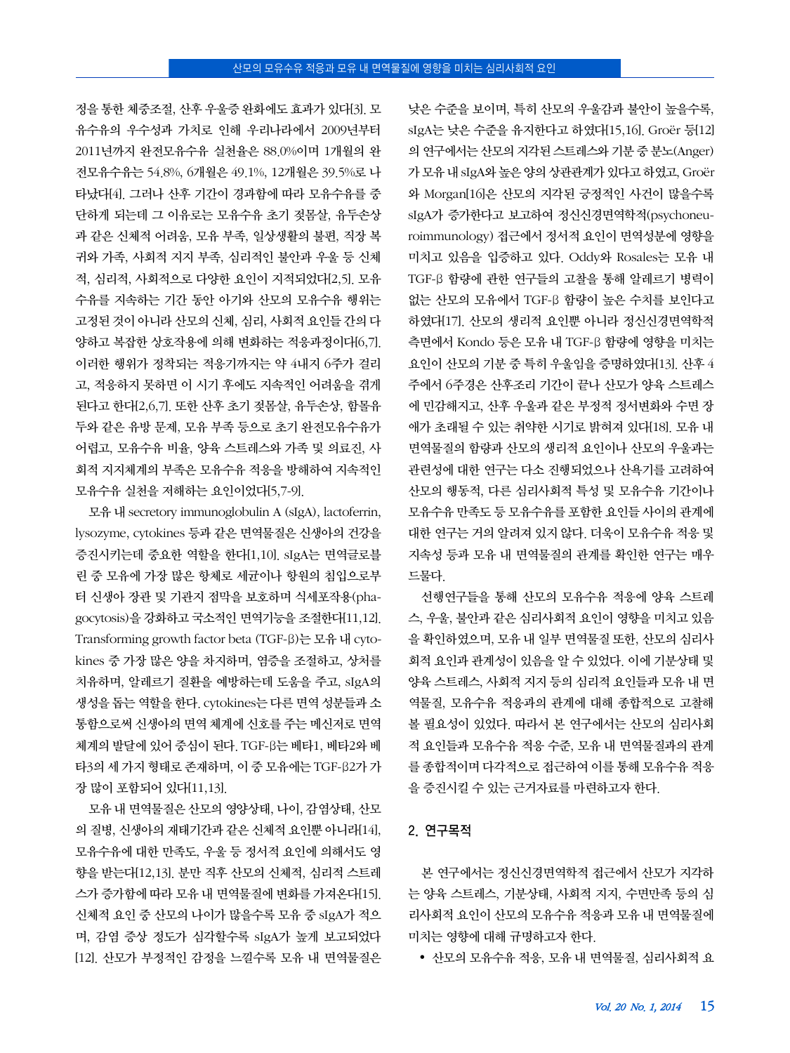정을 통한 체중조절, 산후 우울증 완화에도 효과가 있다[3]. 모유수유의 우수성과 가치로 인해 우리나라에서 2009년부터 2011년까지 완전모유수유 실천율은 88.0%이며 1개월의 완전모유수유는 54.8%, 6개월은 49.1%, 12개월은 39.5%로 나타났다[4]. 그러나 산후 기간이 경과함에 따라 모유수유를 중단하게 되는데 그 이유로는 모유수유 초기 젖몸살, 유두손상과 같은 신체적 어려움, 모유 부족, 일상생활의 불편, 직장 복귀와 가족, 사회적 지지 부족, 심리적인 불안과 우울 등 신체적, 심리적, 사회적으로 다양한 요인이 지적되었다[2,5]. 모유수유를 지속하는 기간 동안 아기와 산모의 모유수유 행위는 고정된 것이 아니라 산모의 신체, 심리, 사회적 요인들 간의 다양하고 복잡한 상호작용에 의해 변화하는 적응과정이다[6,7]. 이러한 행위가 정착되는 적응기까지는 약 4내지 6주가 걸리고, 적응하지 못하면 이 시기 후에도 지속적인 어려움을 겪게 된다고 한다[2,6,7]. 또한 산후 초기 젖몸살, 유두손상, 함몰유두와 같은 유방 문제, 모유 부족 등으로 초기 완전모유수유가 어렵고, 모유수유 비율, 양육 스트레스와 가족 및 의료진, 사회적 지지체계의 부족은 모유수유 적응을 방해하여 지속적인 모유수유 실천을 저해하는 요인이었다[5,7-9].

모유 내 secretory immunoglobulin A (sIgA), lactoferrin, lysozyme, cytokines 등과 같은 면역물질은 신생아의 건강을 증진시키는데 중요한 역할을 한다[1,10]. sIgA는 면역글로블린 중 모유에 가장 많은 항체로 세균이나 항원의 침입으로부터 신생아 장관 및 기관지 점막을 보호하며 식세포작용(phagocytosis)을 강화하고 국소적인 면역기능을 조절한다[11,12]. Transforming growth factor beta (TGF-β)는 모유 내 cytokines 중 가장 많은 양을 차지하며, 염증을 조절하고, 상처를 치유하며, 알레르기 질환을 예방하는데 도움을 주고, sIgA의 생성을 돕는 역할을 한다. cytokines는 다른 면역 성분들과 소통함으로써 신생아의 면역 체계에 신호를 주는 메신저로 면역체계의 발달에 있어 중심이 된다. TGF-β는 베타1, 베타2와 베타3의 세 가지 형태로 존재하며, 이 중 모유에는 TGF-β2가 가장 많이 포함되어 있다[11,13].

모유 내 면역물질은 산모의 영양상태, 나이, 감염상태, 산모의 질병, 신생아의 재태기간과 같은 신체적 요인뿐 아니라[14], 모유수유에 대한 만족도, 우울 등 정서적 요인에 의해서도 영향을 받는다[12,13]. 분만 직후 산모의 신체적, 심리적 스트레스가 증가함에 따라 모유 내 면역물질에 변화를 가져온다[15]. 신체적 요인 중 산모의 나이가 많을수록 모유 중 sIgA가 적으며, 감염 증상 정도가 심각할수록 sIgA가 높게 보고되었다[12]. 산모가 부정적인 감정을 느낄수록 모유 내 면역물질은 낮은 수준을 보이며, 특히 산모의 우울감과 불안이 높을수록, sIgA는 낮은 수준을 유지한다고 하였다[15,16]. Groër 등[12]의 연구에서는 산모의 지각된 스트레스와 기분 중 분노(Anger)가 모유 내 sIgA와 높은 양의 상관관계가 있다고 하였고, Groër와 Morgan[16]은 산모의 지각된 긍정적인 사건이 많을수록 sIgA가 증가한다고 보고하여 정신신경면역학적(psychoneuroimmunology) 접근에서 정서적 요인이 면역성분에 영향을 미치고 있음을 입증하고 있다. Oddy와 Rosales는 모유 내 TGF-β 함량에 관한 연구들의 고찰을 통해 알레르기 병력이 없는 산모의 모유에서 TGF-β 함량이 높은 수치를 보인다고 하였다[17]. 산모의 생리적 요인뿐 아니라 정신신경면역학적 측면에서 Kondo 등은 모유 내 TGF-β 함량에 영향을 미치는 요인이 산모의 기분 중 특히 우울임을 증명하였다[13]. 산후 4주에서 6주경은 산후조리 기간이 끝나 산모가 양육 스트레스에 민감해지고, 산후 우울과 같은 부정적 정서변화와 수면 장애가 초래될 수 있는 취약한 시기로 밝혀져 있다[18]. 모유 내 면역물질의 함량과 산모의 생리적 요인이나 산모의 우울과는 관련성에 대한 연구는 다소 진행되었으나 산욕기를 고려하여 산모의 행동적, 다른 심리사회적 특성 및 모유수유 기간이나 모유수유 만족도 등 모유수유를 포함한 요인들 사이의 관계에 대한 연구는 거의 알려져 있지 않다. 더욱이 모유수유 적응 및 지속성 등과 모유 내 면역물질의 관계를 확인한 연구는 매우 드물다.

선행연구들을 통해 산모의 모유수유 적응에 양육 스트레스, 우울, 불안과 같은 심리사회적 요인이 영향을 미치고 있음을 확인하였으며, 모유 내 일부 면역물질 또한, 산모의 심리사회적 요인과 관계성이 있음을 알 수 있었다. 이에 기분상태 및 양육 스트레스, 사회적 지지 등의 심리적 요인들과 모유 내 면역물질, 모유수유 적응과의 관계에 대해 종합적으로 고찰해 볼 필요성이 있었다. 따라서 본 연구에서는 산모의 심리사회적 요인들과 모유수유 적응 수준, 모유 내 면역물질과의 관계를 종합적이며 다각적으로 접근하여 이를 통해 모유수유 적응을 증진시킬 수 있는 근거자료를 마련하고자 한다.

## 2. 연구목적

본 연구에서는 정신신경면역학적 접근에서 산모가 지각하는 양육 스트레스, 기분상태, 사회적 지지, 수면만족 등의 심리사회적 요인이 산모의 모유수유 적응과 모유 내 면역물질에 미치는 영향에 대해 규명하고자 한다.

- 산모의 모유수유 적응, 모유 내 면역물질, 심리사회적 요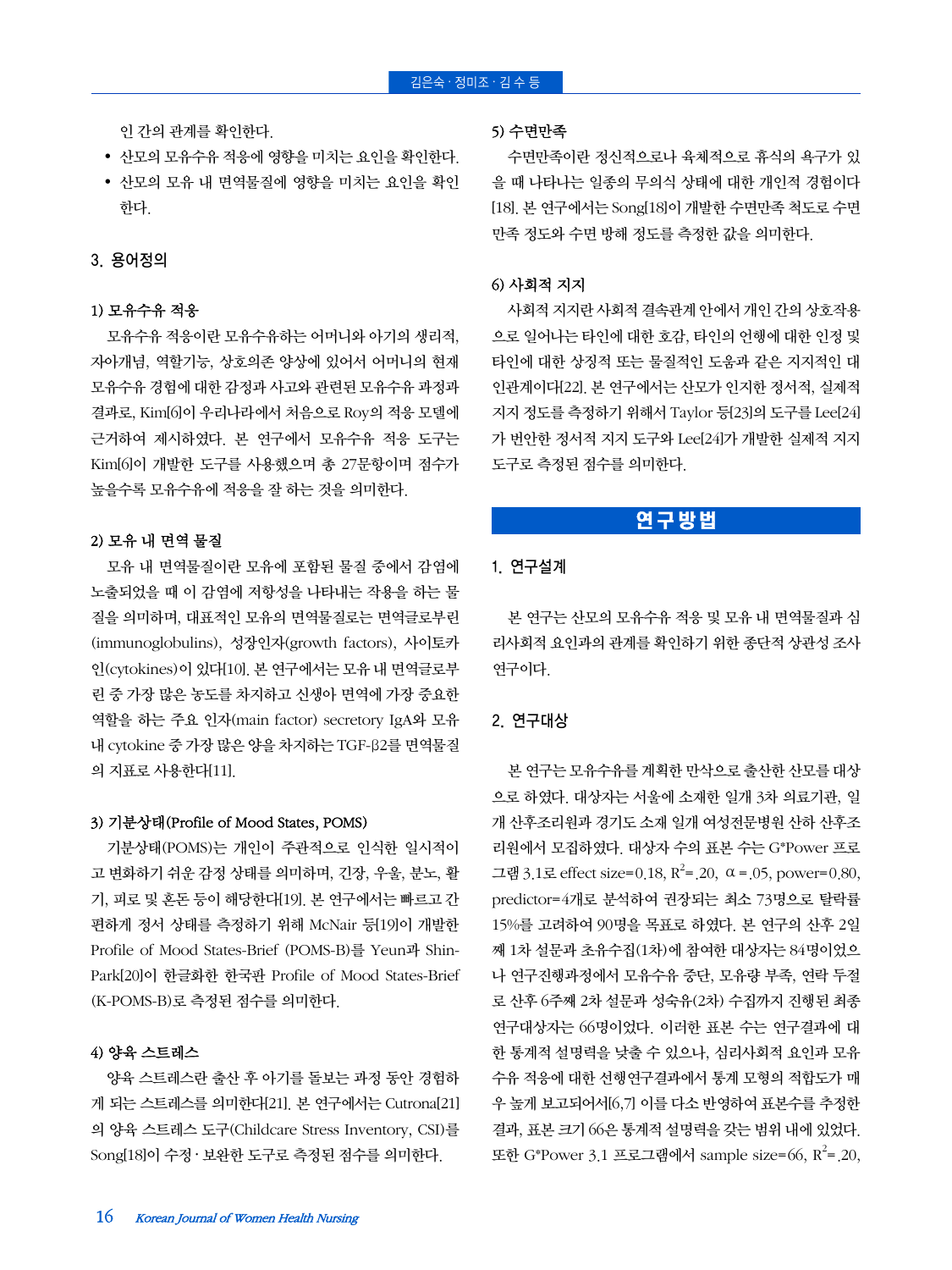인 간의 관계를 확인한다.

- 산모의 모유수유 적응에 영향을 미치는 요인을 확인한다.
- 산모의 모유 내 면역물질에 영향을 미치는 요인을 확인한다.

### 3. 용어정의

#### 1) 모유수유 적응

모유수유 적응이란 모유수유하는 어머니와 아기의 생리적, 자아개념, 역할기능, 상호의존 양상에 있어서 어머니의 현재 모유수유 경험에 대한 감정과 사고와 관련된 모유수유 과정과 결과로, Kim[6]이 우리나라에서 처음으로 Roy의 적응 모델에 근거하여 제시하였다. 본 연구에서 모유수유 적응 도구는 Kim[6]이 개발한 도구를 사용했으며 총 27문항이며 점수가 높을수록 모유수유에 적응을 잘 하는 것을 의미한다.

#### 2) 모유 내 면역 물질

모유 내 면역물질이란 모유에 포함된 물질 중에서 감염에 노출되었을 때 이 감염에 저항성을 나타내는 작용을 하는 물질을 의미하며, 대표적인 모유의 면역물질로는 면역글로부린(immunoglobulins), 성장인자(growth factors), 사이토카인(cytokines)이 있다[10]. 본 연구에서는 모유 내 면역글로부린 중 가장 많은 농도를 차지하고 신생아 면역에 가장 중요한 역할을 하는 주요 인자(main factor) secretory IgA와 모유 내 cytokine 중 가장 많은 양을 차지하는 TGF-β2를 면역물질의 지표로 사용한다[11].

#### 3) 기분상태(Profile of Mood States, POMS)

기분상태(POMS)는 개인이 주관적으로 인식한 일시적이고 변화하기 쉬운 감정 상태를 의미하며, 긴장, 우울, 분노, 활기, 피로 및 혼돈 등이 해당한다[19]. 본 연구에서는 빠르고 간편하게 정서 상태를 측정하기 위해 McNair 등[19]이 개발한 Profile of Mood States-Brief (POMS-B)를 Yeun과 Shin-Park[20]이 한글화한 한국판 Profile of Mood States-Brief (K-POMS-B)로 측정된 점수를 의미한다.

#### 4) 양육 스트레스

양육 스트레스란 출산 후 아기를 돌보는 과정 동안 경험하게 되는 스트레스를 의미한다[21]. 본 연구에서는 Cutrona[21]의 양육 스트레스 도구(Childcare Stress Inventory, CSI)를 Song[18]이 수정·보완한 도구로 측정된 점수를 의미한다.

#### 5) 수면만족

수면만족이란 정신적으로나 육체적으로 휴식의 욕구가 있을 때 나타나는 일종의 무의식 상태에 대한 개인적 경험이다[18]. 본 연구에서는 Song[18]이 개발한 수면만족 척도로 수면만족 정도와 수면 방해 정도를 측정한 값을 의미한다.

#### 6) 사회적 지지

사회적 지지란 사회적 결속관계 안에서 개인 간의 상호작용으로 일어나는 타인에 대한 호감, 타인의 언행에 대한 인정 및 타인에 대한 상징적 또는 물질적인 도움과 같은 지지적인 대인관계이다[22]. 본 연구에서는 산모가 인지한 정서적, 실제적 지지 정도를 측정하기 위해서 Taylor 등[23]의 도구를 Lee[24]가 번안한 정서적 지지 도구와 Lee[24]가 개발한 실제적 지지 도구로 측정된 점수를 의미한다.

## 연구방법

### 1. 연구설계

본 연구는 산모의 모유수유 적응 및 모유 내 면역물질과 심리사회적 요인과의 관계를 확인하기 위한 종단적 상관성 조사 연구이다.

### 2. 연구대상

본 연구는 모유수유를 계획한 만삭으로 출산한 산모를 대상으로 하였다. 대상자는 서울에 소재한 일개 3차 의료기관, 일개 산후조리원과 경기도 소재 일개 여성전문병원 산하 산후조리원에서 모집하였다. 대상자 수의 표본 수는 G*Power 프로그램 3.1로 effect size=0.18, $R^2$=.20, α=.05, power=0.80, predictor=4개로 분석하여 권장되는 최소 73명으로 탈락률 15%를 고려하여 90명을 목표로 하였다. 본 연구의 산후 2일째 1차 설문과 초유수집(1차)에 참여한 대상자는 84명이었으나 연구진행과정에서 모유수유 중단, 모유량 부족, 연락 두절로 산후 6주째 2차 설문과 성숙유(2차) 수집까지 진행된 최종 연구대상자는 66명이었다. 이러한 표본 수는 연구결과에 대한 통계적 설명력을 낮출 수 있으나, 심리사회적 요인과 모유수유 적응에 대한 선행연구결과에서 통계 모형의 적합도가 매우 높게 보고되어서[6,7] 이를 다소 반영하여 표본수를 추정한 결과, 표본 크기 66은 통계적 설명력을 갖는 범위 내에 있었다. 또한 G*Power 3.1 프로그램에서 sample size=66, $R^2$=.20,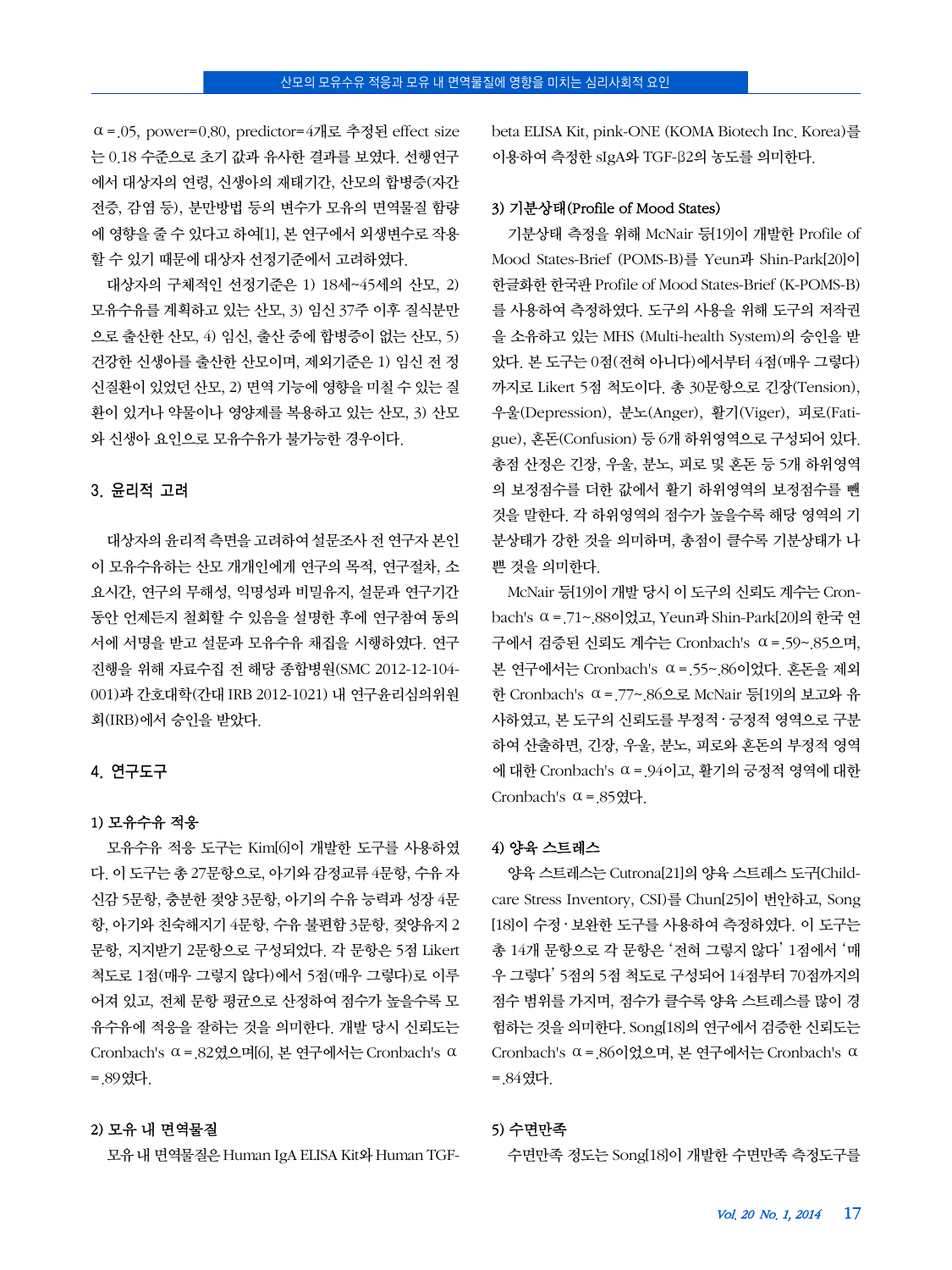$\alpha$=.05, power=0.80, predictor=4개로 추정된 effect size는 0.18 수준으로 초기 값과 유사한 결과를 보였다. 선행연구에서 대상자의 연령, 신생아의 재태기간, 산모의 합병증(자간전증, 감염 등), 분만방법 등의 변수가 모유의 면역물질 함량에 영향을 줄 수 있다고 하여[1], 본 연구에서 외생변수로 작용할 수 있기 때문에 대상자 선정기준에서 고려하였다.

대상자의 구체적인 선정기준은 1) 18세~45세의 산모, 2) 모유수유를 계획하고 있는 산모, 3) 임신 37주 이후 질식분만으로 출산한 산모, 4) 임신, 출산 중에 합병증이 없는 산모, 5) 건강한 신생아를 출산한 산모이며, 제외기준은 1) 임신 전 정신질환이 있었던 산모, 2) 면역 기능에 영향을 미칠 수 있는 질환이 있거나 약물이나 영양제를 복용하고 있는 산모, 3) 산모와 신생아 요인으로 모유수유가 불가능한 경우이다.

## 3. 윤리적 고려

대상자의 윤리적 측면을 고려하여 설문조사 전 연구자 본인이 모유수유하는 산모 개개인에게 연구의 목적, 연구절차, 소요시간, 연구의 무해성, 익명성과 비밀유지, 설문과 연구기간 동안 언제든지 철회할 수 있음을 설명한 후에 연구참여 동의서에 서명을 받고 설문과 모유수유 채집을 시행하였다. 연구 진행을 위해 자료수집 전 해당 종합병원(SMC 2012-12-104-001)과 간호대학(간대 IRB 2012-1021) 내 연구윤리심의위원회(IRB)에서 승인을 받았다.

## 4. 연구도구

### 1) 모유수유 적응

모유수유 적응 도구는 Kim[6]이 개발한 도구를 사용하였다. 이 도구는 총 27문항으로, 아기와 감정교류 4문항, 수유 자신감 5문항, 충분한 젖양 3문항, 아기의 수유 능력과 성장 4문항, 아기와 친숙해지기 4문항, 수유 불편함 3문항, 젖양유지 2문항, 지지받기 2문항으로 구성되었다. 각 문항은 5점 Likert 척도로 1점(매우 그렇지 않다)에서 5점(매우 그렇다)로 이루어져 있고, 전체 문항 평균으로 산정하여 점수가 높을수록 모유수유에 적응을 잘하는 것을 의미한다. 개발 당시 신뢰도는 Cronbach's $\alpha$=.82였으며[6], 본 연구에서는 Cronbach's $\alpha$=.89였다.

### 2) 모유 내 면역물질

모유 내 면역물질은 Human IgA ELISA Kit와 Human TGF-beta ELISA Kit, pink-ONE (KOMA Biotech Inc. Korea)를 이용하여 측정한 sIgA와 TGF-β2의 농도를 의미한다.

### 3) 기분상태(Profile of Mood States)

기분상태 측정을 위해 McNair 등[19]이 개발한 Profile of Mood States-Brief (POMS-B)를 Yeun과 Shin-Park[20]이 한글화한 한국판 Profile of Mood States-Brief (K-POMS-B)를 사용하여 측정하였다. 도구의 사용을 위해 도구의 저작권을 소유하고 있는 MHS (Multi-health System)의 승인을 받았다. 본 도구는 0점(전혀 아니다)에서부터 4점(매우 그렇다)까지로 Likert 5점 척도이다. 총 30문항으로 긴장(Tension), 우울(Depression), 분노(Anger), 활기(Viger), 피로(Fatigue), 혼돈(Confusion) 등 6개 하위영역으로 구성되어 있다. 총점 산정은 긴장, 우울, 분노, 피로 및 혼돈 등 5개 하위영역의 보정점수를 더한 값에서 활기 하위영역의 보정점수를 뺀 것을 말한다. 각 하위영역의 점수가 높을수록 해당 영역의 기분상태가 강한 것을 의미하며, 총점이 클수록 기분상태가 나쁜 것을 의미한다.

McNair 등[19]이 개발 당시 이 도구의 신뢰도 계수는 Cronbach's $\alpha$=.71~.88이었고, Yeun과 Shin-Park[20]의 한국 연구에서 검증된 신뢰도 계수는 Cronbach's $\alpha$=.59~.85으며, 본 연구에서는 Cronbach's $\alpha$=.55~.86이었다. 혼돈을 제외한 Cronbach's $\alpha$=.77~.86으로 McNair 등[19]의 보고와 유사하였고, 본 도구의 신뢰도를 부정적·긍정적 영역으로 구분하여 산출하면, 긴장, 우울, 분노, 피로와 혼돈의 부정적 영역에 대한 Cronbach's $\alpha$=.94이고, 활기의 긍정적 영역에 대한 Cronbach's $\alpha$=.85였다.

### 4) 양육 스트레스

양육 스트레스는 Cutrona[21]의 양육 스트레스 도구(Child-care Stress Inventory, CSI)를 Chun[25]이 번안하고, Song[18]이 수정·보완한 도구를 사용하여 측정하였다. 이 도구는 총 14개 문항으로 각 문항은 '전혀 그렇지 않다' 1점에서 '매우 그렇다' 5점의 5점 척도로 구성되어 14점부터 70점까지의 점수 범위를 가지며, 점수가 클수록 양육 스트레스를 많이 경험하는 것을 의미한다. Song[18]의 연구에서 검증한 신뢰도는 Cronbach's $\alpha$=.86이었으며, 본 연구에서는 Cronbach's $\alpha$=.84였다.

### 5) 수면만족

수면만족 정도는 Song[18]이 개발한 수면만족 측정도구를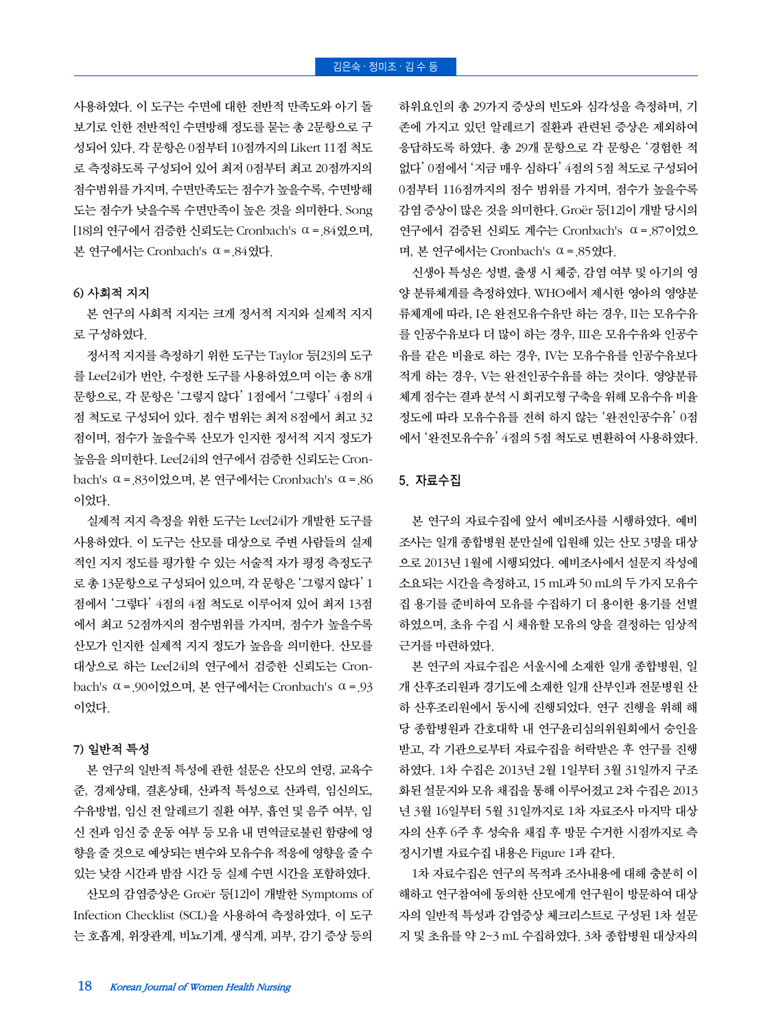사용하였다. 이 도구는 수면에 대한 전반적 만족도와 아기 돌보기로 인한 전반적인 수면방해 정도를 묻는 총 2문항으로 구성되어 있다. 각 문항은 0점부터 10점까지의 Likert 11점 척도로 측정하도록 구성되어 있어 최저 0점부터 최고 20점까지의 점수범위를 가지며, 수면만족도는 점수가 높을수록, 수면방해도는 점수가 낮을수록 수면만족이 높은 것을 의미한다. Song[18]의 연구에서 검증한 신뢰도는 Cronbach's α=.84였으며, 본 연구에서는 Cronbach's α=.84였다.

#### 6) 사회적 지지

본 연구의 사회적 지지는 크게 정서적 지지와 실제적 지지로 구성하였다.

정서적 지지를 측정하기 위한 도구는 Taylor 등[23]의 도구를 Lee[24]가 번안, 수정한 도구를 사용하였으며 이는 총 8개 문항으로, 각 문항은 '그렇지 않다' 1점에서 '그렇다' 4점의 4점 척도로 구성되어 있다. 점수 범위는 최저 8점에서 최고 32점이며, 점수가 높을수록 산모가 인지한 정서적 지지 정도가 높음을 의미한다. Lee[24]의 연구에서 검증한 신뢰도는 Cronbach's α=.83이었으며, 본 연구에서는 Cronbach's α=.86이었다.

실제적 지지 측정을 위한 도구는 Lee[24]가 개발한 도구를 사용하였다. 이 도구는 산모를 대상으로 주변 사람들의 실제적인 지지 정도를 평가할 수 있는 서술적 자가 평정 측정도구로 총 13문항으로 구성되어 있으며, 각 문항은 '그렇지 않다' 1점에서 '그렇다' 4점의 4점 척도로 이루어져 있어 최저 13점에서 최고 52점까지의 점수범위를 가지며, 점수가 높을수록 산모가 인지한 실제적 지지 정도가 높음을 의미한다. 산모를 대상으로 하는 Lee[24]의 연구에서 검증한 신뢰도는 Cronbach's α=.90이었으며, 본 연구에서는 Cronbach's α=.93이었다.

#### 7) 일반적 특성

본 연구의 일반적 특성에 관한 설문은 산모의 연령, 교육수준, 경제상태, 결혼상태, 산과적 특성으로 산과력, 임신의도, 수유방법, 임신 전 알레르기 질환 여부, 흡연 및 음주 여부, 임신 전과 임신 중 운동 여부 등 모유 내 면역글로불린 함량에 영향을 줄 것으로 예상되는 변수와 모유수유 적응에 영향을 줄 수 있는 낮잠 시간과 밤잠 시간 등 실제 수면 시간을 포함하였다.

산모의 감염증상은 Groër 등[12]이 개발한 Symptoms of Infection Checklist (SCL)을 사용하여 측정하였다. 이 도구는 호흡계, 위장관계, 비뇨기계, 생식계, 피부, 감기 증상 등의 하위요인의 총 29가지 증상의 빈도와 심각성을 측정하며, 기존에 가지고 있던 알레르기 질환과 관련된 증상은 제외하여 응답하도록 하였다. 총 29개 문항으로 각 문항은 '경험한 적 없다' 0점에서 '지금 매우 심하다' 4점의 5점 척도로 구성되어 0점부터 116점까지의 점수 범위를 가지며, 점수가 높을수록 감염 증상이 많은 것을 의미한다. Groër 등[12]이 개발 당시의 연구에서 검증된 신뢰도 계수는 Cronbach's α=.87이었으며, 본 연구에서는 Cronbach's α=.85였다.

신생아 특성은 성별, 출생 시 체중, 감염 여부 및 아기의 영양 분류체계를 측정하였다. WHO에서 제시한 영아의 영양분류체계에 따라, I은 완전모유수유만 하는 경우, II는 모유수유를 인공수유보다 더 많이 하는 경우, III은 모유수유와 인공수유를 같은 비율로 하는 경우, IV는 모유수유를 인공수유보다 적게 하는 경우, V는 완전인공수유를 하는 것이다. 영양분류체계 점수는 결과 분석 시 회귀모형 구축을 위해 모유수유 비율 정도에 따라 모유수유를 전혀 하지 않는 '완전인공수유' 0점에서 '완전모유수유' 4점의 5점 척도로 변환하여 사용하였다.

### 5. 자료수집

본 연구의 자료수집에 앞서 예비조사를 시행하였다. 예비조사는 일개 종합병원 분만실에 입원해 있는 산모 3명을 대상으로 2013년 1월에 시행되었다. 예비조사에서 설문지 작성에 소요되는 시간을 측정하고, 15 mL과 50 mL의 두 가지 모유수집 용기를 준비하여 모유를 수집하기 더 용이한 용기를 선별하였으며, 초유 수집 시 채유할 모유의 양을 결정하는 임상적 근거를 마련하였다.

본 연구의 자료수집은 서울시에 소재한 일개 종합병원, 일개 산후조리원과 경기도에 소재한 일개 산부인과 전문병원 산하 산후조리원에서 동시에 진행되었다. 연구 진행을 위해 해당 종합병원과 간호대학 내 연구윤리심의위원회에서 승인을 받고, 각 기관으로부터 자료수집을 허락받은 후 연구를 진행하였다. 1차 수집은 2013년 2월 1일부터 3월 31일까지 구조화된 설문지와 모유 채집을 통해 이루어졌고 2차 수집은 2013년 3월 16일부터 5월 31일까지로 1차 자료조사 마지막 대상자의 산후 6주 후 성숙유 채집 후 방문 수거한 시점까지로 측정시기별 자료수집 내용은 Figure 1과 같다.

1차 자료수집은 연구의 목적과 조사내용에 대해 충분히 이해하고 연구참여에 동의한 산모에게 연구원이 방문하여 대상자의 일반적 특성과 감염증상 체크리스트로 구성된 1차 설문지 및 초유를 약 2~3 mL 수집하였다. 3차 종합병원 대상자의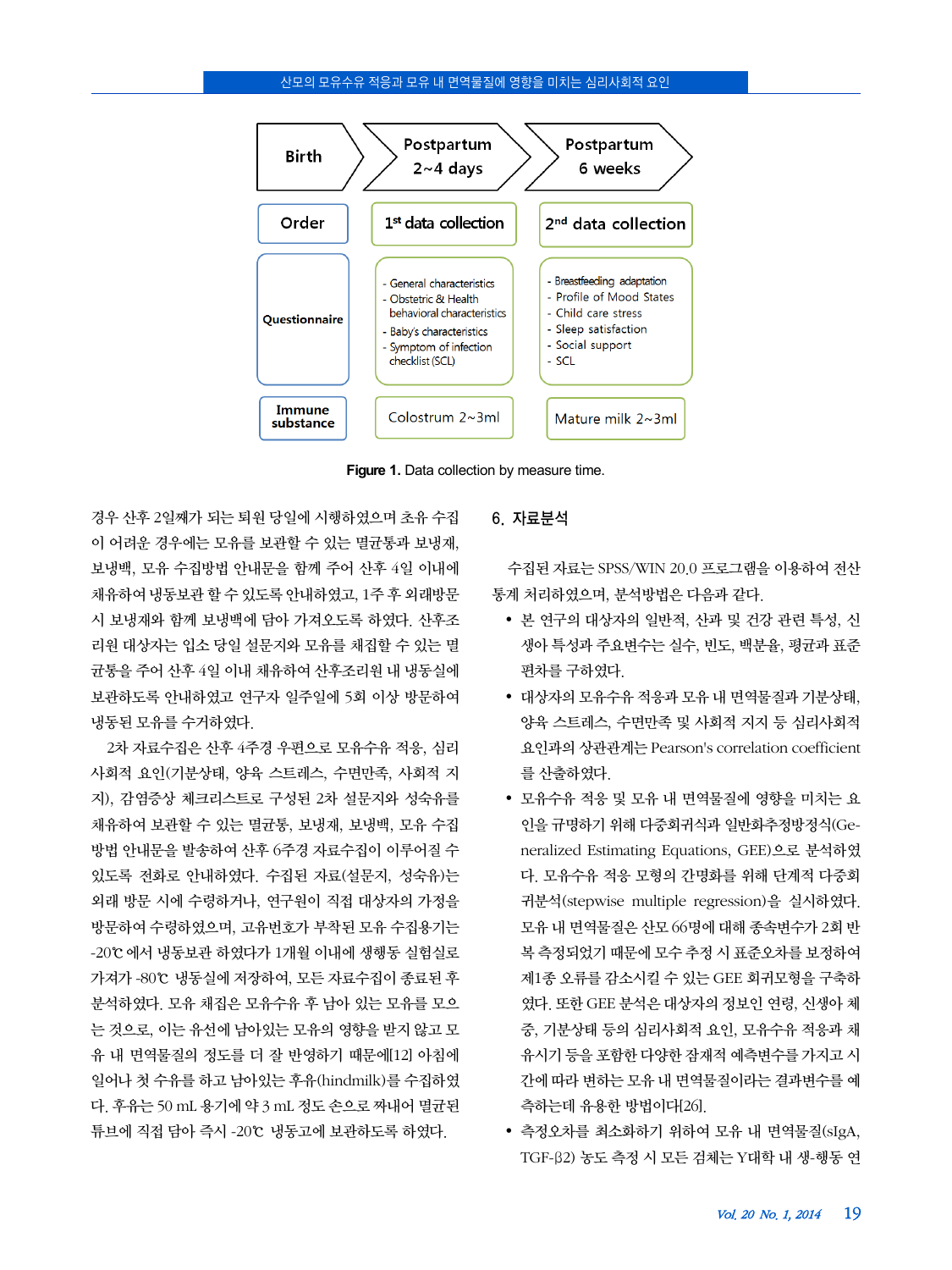| Birth | Postpartum 2~4 days | Postpartum 6 weeks |
|---|---|---|
| Order | 1st data collection | 2nd data collection |
| Questionnaire | - General characteristics<br>- Obstetric & Health behavioral characteristics<br>- Baby's characteristics<br>- Symptom of infection checklist (SCL) | - Breastfeeding adaptation<br>- Profile of Mood States<br>- Child care stress<br>- Sleep satisfaction<br>- Social support<br>- SCL |
| Immune substance | Colostrum 2~3ml | Mature milk 2~3ml |

**Figure 1.** Data collection by measure time.

경우 산후 2일째가 되는 퇴원 당일에 시행하였으며 초유 수집이 어려운 경우에는 모유를 보관할 수 있는 멸균통과 보냉재, 보냉백, 모유 수집방법 안내문을 함께 주어 산후 4일 이내에 채유하여 냉동보관 할 수 있도록 안내하였고, 1주 후 외래방문 시 보냉재와 함께 보냉백에 담아 가져오도록 하였다. 산후조리원 대상자는 입소 당일 설문지와 모유를 채집할 수 있는 멸균통을 주어 산후 4일 이내 채유하여 산후조리원 내 냉동실에 보관하도록 안내하였고 연구자 일주일에 5회 이상 방문하여 냉동된 모유를 수거하였다.

2차 자료수집은 산후 4주경 우편으로 모유수유 적응, 심리사회적 요인(기분상태, 양육 스트레스, 수면만족, 사회적 지지), 감염증상 체크리스트로 구성된 2차 설문지와 성숙유를 채유하여 보관할 수 있는 멸균통, 보냉재, 보냉백, 모유 수집방법 안내문을 발송하여 산후 6주경 자료수집이 이루어질 수 있도록 전화로 안내하였다. 수집된 자료(설문지, 성숙유)는 외래 방문 시에 수령하거나, 연구원이 직접 대상자의 가정을 방문하여 수령하였으며, 고유번호가 부착된 모유 수집용기는 -20℃ 에서 냉동보관 하였다가 1개월 이내에 생행동 실험실로 가져가 -80℃ 냉동실에 저장하여, 모든 자료수집이 종료된 후 분석하였다. 모유 채집은 모유수유 후 남아 있는 모유를 모으는 것으로, 이는 유선에 남아있는 모유의 영향을 받지 않고 모유 내 면역물질의 정도를 더 잘 반영하기 때문에[12] 아침에 일어나 첫 수유를 하고 남아있는 후유(hindmilk)를 수집하였다. 후유는 50 mL 용기에 약 3 mL 정도 손으로 짜내어 멸균된 튜브에 직접 담아 즉시 -20℃ 냉동고에 보관하도록 하였다.

## 6. 자료분석

수집된 자료는 SPSS/WIN 20.0 프로그램을 이용하여 전산 통계 처리하였으며, 분석방법은 다음과 같다.

- 본 연구의 대상자의 일반적, 산과 및 건강 관련 특성, 신생아 특성과 주요변수는 실수, 빈도, 백분율, 평균과 표준편차를 구하였다.
- 대상자의 모유수유 적응과 모유 내 면역물질과 기분상태, 양육 스트레스, 수면만족 및 사회적 지지 등 심리사회적 요인과의 상관관계는 Pearson's correlation coefficient를 산출하였다.
- 모유수유 적응 및 모유 내 면역물질에 영향을 미치는 요인을 규명하기 위해 다중회귀식과 일반화추정방정식(Generalized Estimating Equations, GEE)으로 분석하였다. 모유수유 적응 모형의 간명화를 위해 단계적 다중회귀분석(stepwise multiple regression)을 실시하였다. 모유 내 면역물질은 산모 66명에 대해 종속변수가 2회 반복 측정되었기 때문에 모수 추정 시 표준오차를 보정하여 제1종 오류를 감소시킬 수 있는 GEE 회귀모형을 구축하였다. 또한 GEE 분석은 대상자의 정보인 연령, 신생아 체중, 기분상태 등의 심리사회적 요인, 모유수유 적응과 채유시기 등을 포함한 다양한 잠재적 예측변수를 가지고 시간에 따라 변하는 모유 내 면역물질이라는 결과변수를 예측하는데 유용한 방법이다[26].
- 측정오차를 최소화하기 위하여 모유 내 면역물질(sIgA, TGF-β2) 농도 측정 시 모든 검체는 Y대학 내 생-행동 연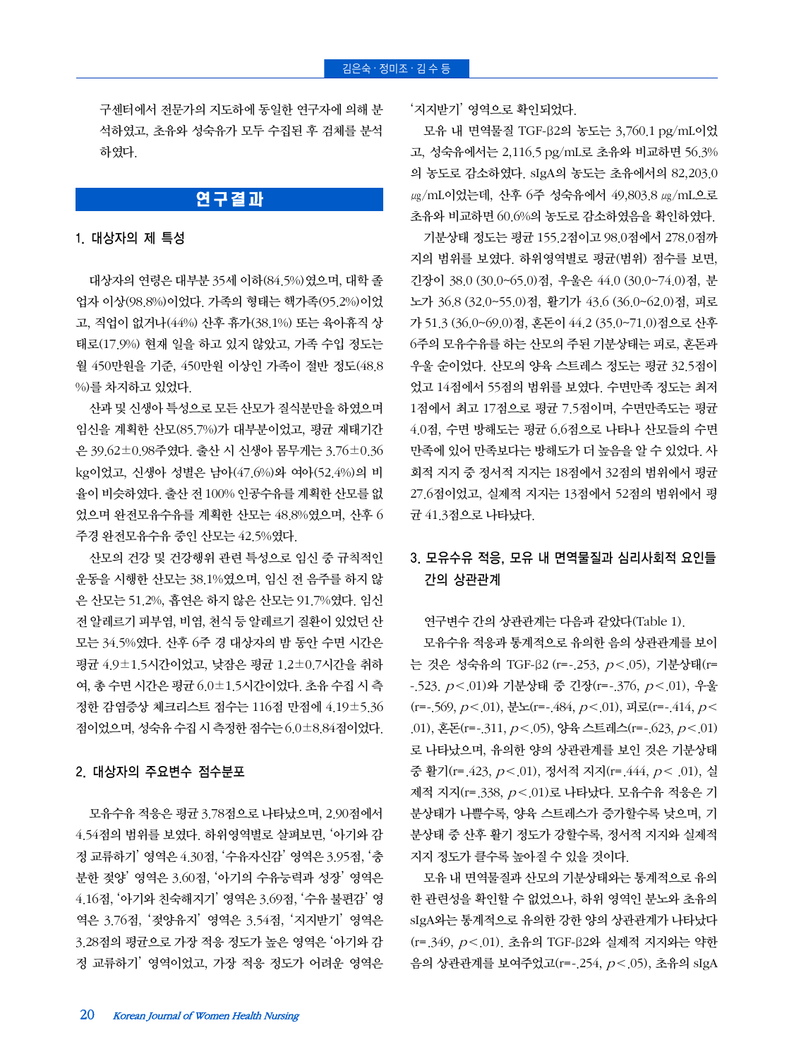구센터에서 전문가의 지도하에 동일한 연구자에 의해 분석하였고, 초유와 성숙유가 모두 수집된 후 검체를 분석하였다.

## 연구결과

### 1. 대상자의 제 특성

대상자의 연령은 대부분 35세 이하(84.5%)였으며, 대학 졸업자 이상(98.8%)이었다. 가족의 형태는 핵가족(95.2%)이었고, 직업이 없거나(44%) 산후 휴가(38.1%) 또는 육아휴직 상태로(17.9%) 현재 일을 하고 있지 않았고, 가족 수입 정도는 월 450만원을 기준, 450만원 이상인 가족이 절반 정도(48.8%)를 차지하고 있었다.

산과 및 신생아 특성으로 모든 산모가 질식분만을 하였으며 임신을 계획한 산모(85.7%)가 대부분이었고, 평균 재태기간은 39.62±0.98주였다. 출산 시 신생아 몸무게는 3.76±0.36 kg이었고, 신생아 성별은 남아(47.6%)와 여아(52.4%)의 비율이 비슷하였다. 출산 전 100% 인공수유를 계획한 산모를 없었으며 완전모유수유를 계획한 산모는 48.8%였으며, 산후 6주경 완전모유수유 중인 산모는 42.5%였다.

산모의 건강 및 건강행위 관련 특성으로 임신 중 규칙적인 운동을 시행한 산모는 38.1%였으며, 임신 전 음주를 하지 않은 산모는 51.2%, 흡연은 하지 않은 산모는 91.7%였다. 임신 전 알레르기 피부염, 비염, 천식 등 알레르기 질환이 있었던 산모는 34.5%였다. 산후 6주 경 대상자의 밤 동안 수면 시간은 평균 4.9±1.5시간이었고, 낮잠은 평균 1.2±0.7시간을 취하여, 총 수면 시간은 평균 6.0±1.5시간이었다. 초유 수집 시 측정한 감염증상 체크리스트 점수는 116점 만점에 4.19±5.36점이었으며, 성숙유 수집 시 측정한 점수는 6.0±8.84점이었다.

### 2. 대상자의 주요변수 점수분포

모유수유 적응은 평균 3.78점으로 나타났으며, 2.90점에서 4.54점의 범위를 보였다. 하위영역별로 살펴보면, '아기와 감정 교류하기' 영역은 4.30점, '수유자신감' 영역은 3.95점, '충분한 젖양' 영역은 3.60점, '아기의 수유능력과 성장' 영역은 4.16점, '아기와 친숙해지기' 영역은 3.69점, '수유 불편감' 영역은 3.76점, '젖양유지' 영역은 3.54점, '지지받기' 영역은 3.28점의 평균으로 가장 적응 정도가 높은 영역은 '아기와 감정 교류하기' 영역이었고, 가장 적응 정도가 어려운 영역은 '지지받기' 영역으로 확인되었다.

모유 내 면역물질 TGF-β2의 농도는 3,760.1 pg/mL이었고, 성숙유에서는 2,116.5 pg/mL로 초유와 비교하면 56.3%의 농도로 감소하였다. sIgA의 농도는 초유에서의 82,203.0 ㎍/mL이었는데, 산후 6주 성숙유에서 49,803.8 ㎍/mL으로 초유와 비교하면 60.6%의 농도로 감소하였음을 확인하였다.

기분상태 정도는 평균 155.2점이고 98.0점에서 278.0점까지의 범위를 보였다. 하위영역별로 평균(범위) 점수를 보면, 긴장이 38.0 (30.0~65.0)점, 우울은 44.0 (30.0~74.0)점, 분노가 36.8 (32.0~55.0)점, 활기가 43.6 (36.0~62.0)점, 피로가 51.3 (36.0~69.0)점, 혼돈이 44.2 (35.0~71.0)점으로 산후 6주의 모유수유를 하는 산모의 주된 기분상태는 피로, 혼돈과 우울 순이었다. 산모의 양육 스트레스 정도는 평균 32.5점이었고 14점에서 55점의 범위를 보였다. 수면만족 정도는 최저 1점에서 최고 17점으로 평균 7.5점이며, 수면만족도는 평균 4.0점, 수면 방해도는 평균 6.6점으로 나타나 산모들의 수면만족에 있어 만족보다는 방해도가 더 높음을 알 수 있었다. 사회적 지지 중 정서적 지지는 18점에서 32점의 범위에서 평균 27.6점이었고, 실제적 지지는 13점에서 52점의 범위에서 평균 41.3점으로 나타났다.

### 3. 모유수유 적응, 모유 내 면역물질과 심리사회적 요인들 간의 상관관계

연구변수 간의 상관관계는 다음과 같았다(Table 1).

모유수유 적응과 통계적으로 유의한 음의 상관관계를 보이는 것은 성숙유의 TGF-β2 (r=-.253, $p$<.05), 기분상태(r=-.523, $p$<.01)와 기분상태 중 긴장(r=-.376, $p$<.01), 우울(r=-.569, $p$<.01), 분노(r=-.484, $p$<.01), 피로(r=-.414, $p$<.01), 혼돈(r=-.311, $p$<.05), 양육 스트레스(r=-.623, $p$<.01)로 나타났으며, 유의한 양의 상관관계를 보인 것은 기분상태 중 활기(r=.423, $p$<.01), 정서적 지지(r=.444, $p$< .01), 실제적 지지(r=.338, $p$<.01)로 나타났다. 모유수유 적응은 기분상태가 나쁠수록, 양육 스트레스가 증가할수록 낮으며, 기분상태 중 산후 활기 정도가 강할수록, 정서적 지지와 실제적 지지 정도가 클수록 높아질 수 있을 것이다.

모유 내 면역물질과 산모의 기분상태와는 통계적으로 유의한 관련성을 확인할 수 없었으나, 하위 영역인 분노와 초유의 sIgA와는 통계적으로 유의한 강한 양의 상관관계가 나타났다 (r=.349, $p$<.01). 초유의 TGF-β2와 실제적 지지와는 약한 음의 상관관계를 보여주었고(r=-.254, $p$<.05), 초유의 sIgA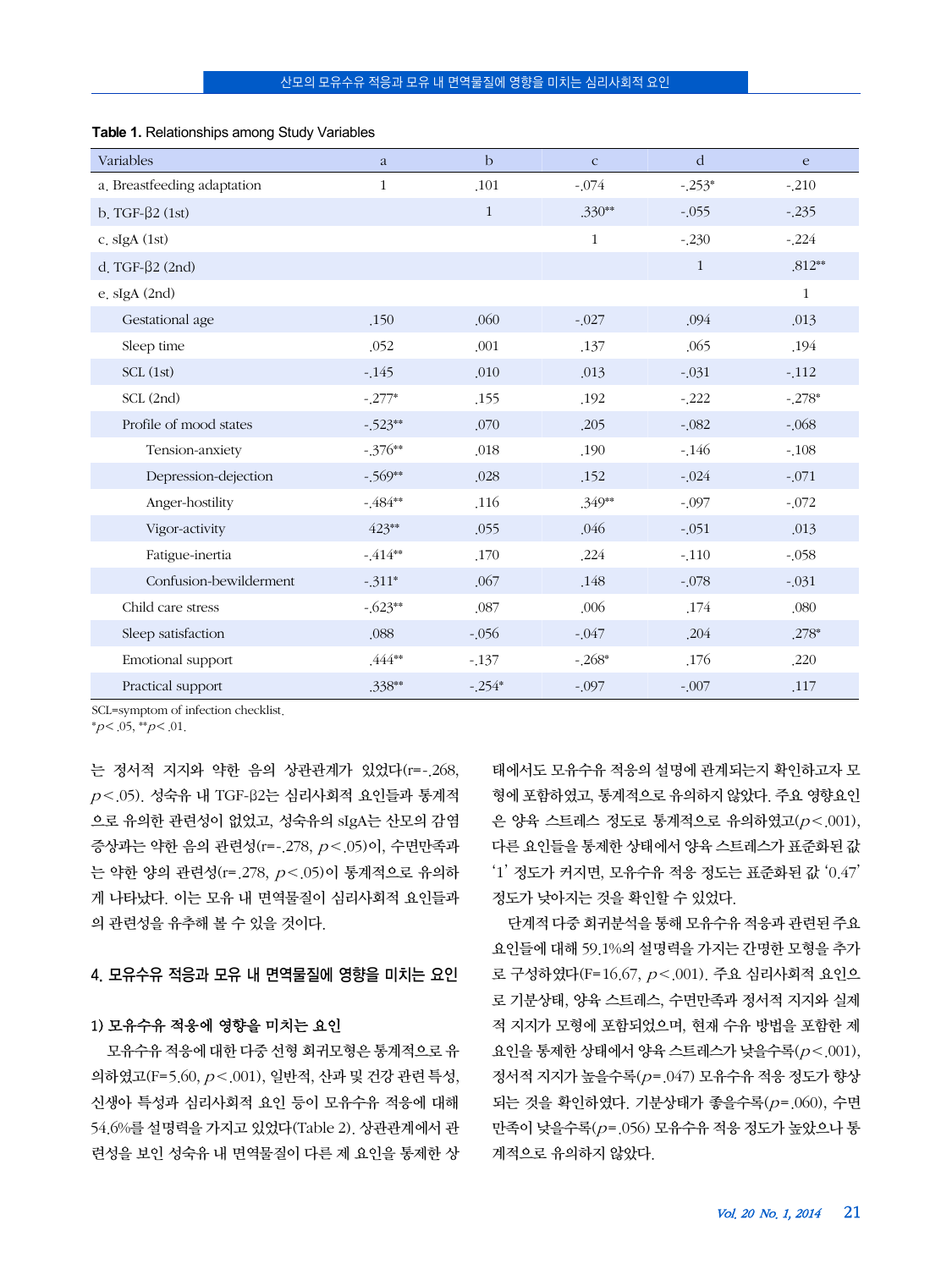**Table 1.** Relationships among Study Variables

| Variables | a | b | c | d | e |
|---|---|---|---|---|---|
| a. Breastfeeding adaptation | 1 | .101 | -.074 | -.253* | -.210 |
| b. TGF-β2 (1st) | | 1 | .330** | -.055 | -.235 |
| c. sIgA (1st) | | | 1 | -.230 | -.224 |
| d. TGF-β2 (2nd) | | | | 1 | .812** |
| e. sIgA (2nd) | | | | | 1 |
| Gestational age | .150 | .060 | -.027 | .094 | .013 |
| Sleep time | .052 | .001 | .137 | .065 | .194 |
| SCL (1st) | -.145 | .010 | .013 | -.031 | -.112 |
| SCL (2nd) | -.277* | .155 | .192 | -.222 | -.278* |
| Profile of mood states | -.523** | .070 | .205 | -.082 | -.068 |
| Tension-anxiety | -.376** | .018 | .190 | -.146 | -.108 |
| Depression-dejection | -.569** | .028 | .152 | -.024 | -.071 |
| Anger-hostility | -.484** | .116 | .349** | -.097 | -.072 |
| Vigor-activity | 423** | .055 | .046 | -.051 | .013 |
| Fatigue-inertia | -.414** | .170 | .224 | -.110 | -.058 |
| Confusion-bewilderment | -.311* | .067 | .148 | -.078 | -.031 |
| Child care stress | -.623** | .087 | .006 | .174 | .080 |
| Sleep satisfaction | .088 | -.056 | -.047 | .204 | .278* |
| Emotional support | .444** | -.137 | -.268* | .176 | .220 |
| Practical support | .338** | -.254* | -.097 | -.007 | .117 |

SCL=symptom of infection checklist.
*$p<.05$, **$p<.01$.

는 정서적 지지와 약한 음의 상관관계가 있었다(r=-.268, $p<.05$). 성숙유 내 TGF-β2는 심리사회적 요인들과 통계적으로 유의한 관련성이 없었고, 성숙유의 sIgA는 산모의 감염증상과는 약한 음의 관련성(r=-.278, $p<.05$)이, 수면만족과는 약한 양의 관련성(r=.278, $p<.05$)이 통계적으로 유의하게 나타났다. 이는 모유 내 면역물질이 심리사회적 요인들과의 관련성을 유추해 볼 수 있을 것이다.

### 4. 모유수유 적응과 모유 내 면역물질에 영향을 미치는 요인

#### 1) 모유수유 적응에 영향을 미치는 요인

모유수유 적응에 대한 다중 선형 회귀모형은 통계적으로 유의하였고(F=5.60, $p<.001$), 일반적, 산과 및 건강 관련 특성, 신생아 특성과 심리사회적 요인 등이 모유수유 적응에 대해 54.6%를 설명력을 가지고 있었다(Table 2). 상관관계에서 관련성을 보인 성숙유 내 면역물질이 다른 제 요인을 통제한 상태에서도 모유수유 적응의 설명에 관계되는지 확인하고자 모형에 포함하였고, 통계적으로 유의하지 않았다. 주요 영향요인은 양육 스트레스 정도로 통계적으로 유의하였고($p<.001$), 다른 요인들을 통제한 상태에서 양육 스트레스가 표준화된 값 '1' 정도가 커지면, 모유수유 적응 정도는 표준화된 값 '0.47' 정도가 낮아지는 것을 확인할 수 있었다.

단계적 다중 회귀분석을 통해 모유수유 적응과 관련된 주요 요인들에 대해 59.1%의 설명력을 가지는 간명한 모형을 추가로 구성하였다(F=16.67, $p<.001$). 주요 심리사회적 요인으로 기분상태, 양육 스트레스, 수면만족과 정서적 지지와 실제적 지지가 모형에 포함되었으며, 현재 수유 방법을 포함한 제 요인을 통제한 상태에서 양육 스트레스가 낮을수록($p<.001$), 정서적 지지가 높을수록($p=.047$) 모유수유 적응 정도가 향상되는 것을 확인하였다. 기분상태가 좋을수록($p=.060$), 수면만족이 낮을수록($p=.056$) 모유수유 적응 정도가 높았으나 통계적으로 유의하지 않았다.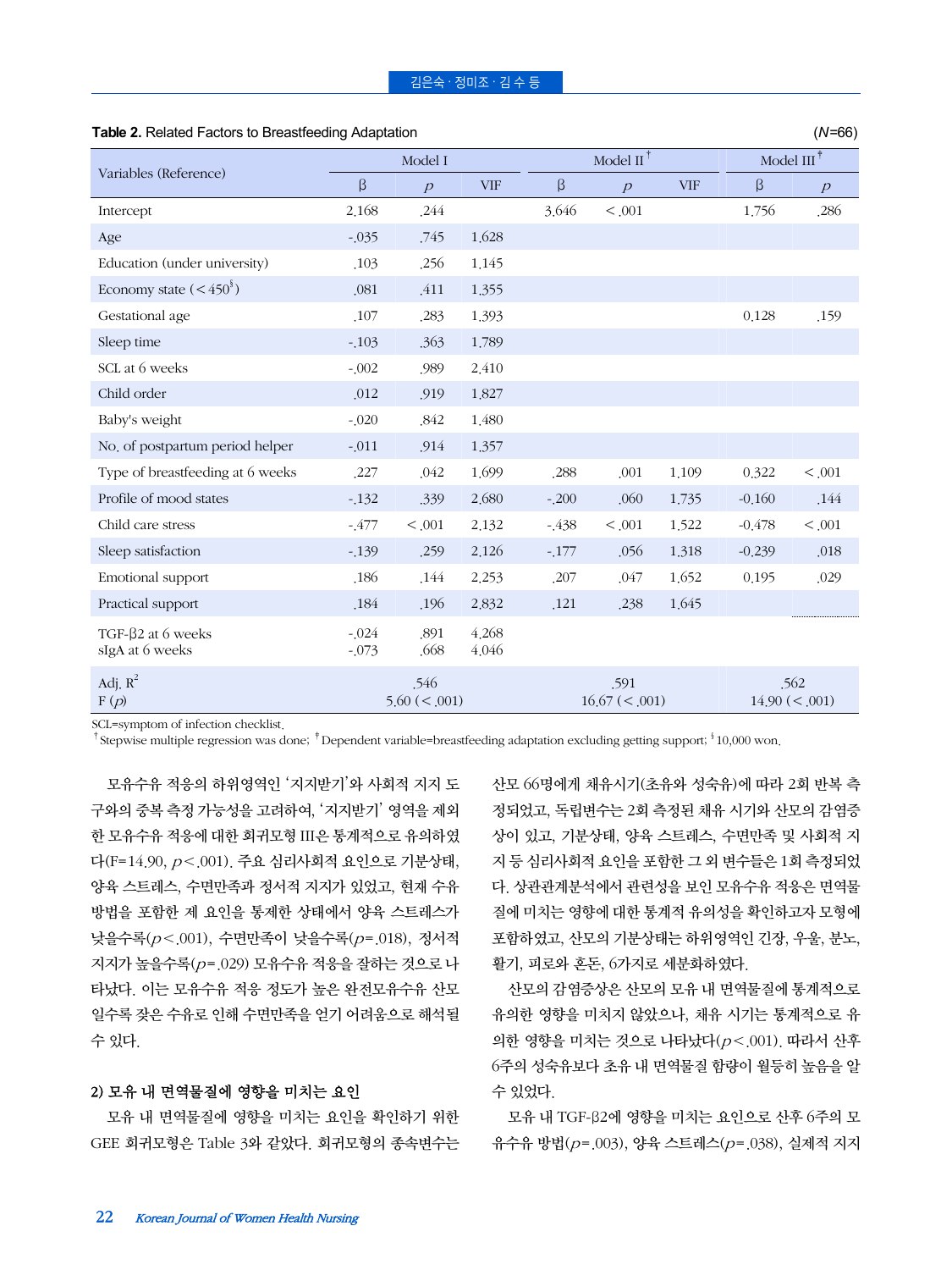**Table 2.** Related Factors to Breastfeeding Adaptation (*N*=66)

| Variables (Reference) | Model I | | | Model II† | | | Model III‡ | |
|---|---|---|---|---|---|---|---|---|
| | β | *p* | VIF | β | *p* | VIF | β | *p* |
| Intercept | 2.168 | .244 | | 3.646 | <.001 | | 1.756 | .286 |
| Age | -.035 | .745 | 1.628 | | | | | |
| Education (under university) | .103 | .256 | 1.145 | | | | | |
| Economy state (<450§) | .081 | .411 | 1.355 | | | | | |
| Gestational age | .107 | .283 | 1.393 | | | | 0.128 | .159 |
| Sleep time | -.103 | .363 | 1.789 | | | | | |
| SCL at 6 weeks | -.002 | .989 | 2.410 | | | | | |
| Child order | .012 | .919 | 1.827 | | | | | |
| Baby's weight | -.020 | .842 | 1.480 | | | | | |
| No. of postpartum period helper | -.011 | .914 | 1.357 | | | | | |
| Type of breastfeeding at 6 weeks | .227 | .042 | 1.699 | .288 | .001 | 1.109 | 0.322 | <.001 |
| Profile of mood states | -.132 | .339 | 2.680 | -.200 | .060 | 1.735 | -0.160 | .144 |
| Child care stress | -.477 | <.001 | 2.132 | -.438 | <.001 | 1.522 | -0.478 | <.001 |
| Sleep satisfaction | -.139 | .259 | 2.126 | -.177 | .056 | 1.318 | -0.239 | .018 |
| Emotional support | .186 | .144 | 2.253 | .207 | .047 | 1.652 | 0.195 | .029 |
| Practical support | .184 | .196 | 2.832 | .121 | .238 | 1.645 | | |
| TGF-β2 at 6 weeks | -.024 | .891 | 4.268 | | | | | |
| sIgA at 6 weeks | -.073 | .668 | 4.046 | | | | | |
| Adj. $R^2$ | .546 | | | .591 | | | .562 | |
| F (*p*) | 5.60 (<.001) | | | 16.67 (<.001) | | | 14.90 (<.001) | |

SCL=symptom of infection checklist.
†Stepwise multiple regression was done; ‡Dependent variable=breastfeeding adaptation excluding getting support; §10,000 won.

모유수유 적응의 하위영역인 ‘지지받기’와 사회적 지지 도구와의 중복 측정 가능성을 고려하여, ‘지지받기’ 영역을 제외한 모유수유 적응에 대한 회귀모형 III은 통계적으로 유의하였다(F=14.90, $p<.001$). 주요 심리사회적 요인으로 기분상태, 양육 스트레스, 수면만족과 정서적 지지가 있었고, 현재 수유방법을 포함한 제 요인을 통제한 상태에서 양육 스트레스가 낮을수록($p<.001$), 수면만족이 낮을수록($p=.018$), 정서적 지지가 높을수록($p=.029$) 모유수유 적응을 잘하는 것으로 나타났다. 이는 모유수유 적응 정도가 높은 완전모유수유 산모일수록 잦은 수유로 인해 수면만족을 얻기 어려움으로 해석될 수 있다.

**2) 모유 내 면역물질에 영향을 미치는 요인**

모유 내 면역물질에 영향을 미치는 요인을 확인하기 위한 GEE 회귀모형은 Table 3와 같았다. 회귀모형의 종속변수는 산모 66명에게 채유시기(초유와 성숙유)에 따라 2회 반복 측정되었고, 독립변수는 2회 측정된 채유 시기와 산모의 감염증상이 있고, 기분상태, 양육 스트레스, 수면만족 및 사회적 지지 등 심리사회적 요인을 포함한 그 외 변수들은 1회 측정되었다. 상관관계분석에서 관련성을 보인 모유수유 적응은 면역물질에 미치는 영향에 대한 통계적 유의성을 확인하고자 모형에 포함하였고, 산모의 기분상태는 하위영역인 긴장, 우울, 분노, 활기, 피로와 혼돈, 6가지로 세분화하였다.

산모의 감염증상은 산모의 모유 내 면역물질에 통계적으로 유의한 영향을 미치지 않았으나, 채유 시기는 통계적으로 유의한 영향을 미치는 것으로 나타났다($p<.001$). 따라서 산후 6주의 성숙유보다 초유 내 면역물질 함량이 월등히 높음을 알 수 있었다.

모유 내 TGF-β2에 영향을 미치는 요인으로 산후 6주의 모유수유 방법($p=.003$), 양육 스트레스($p=.038$), 실제적 지지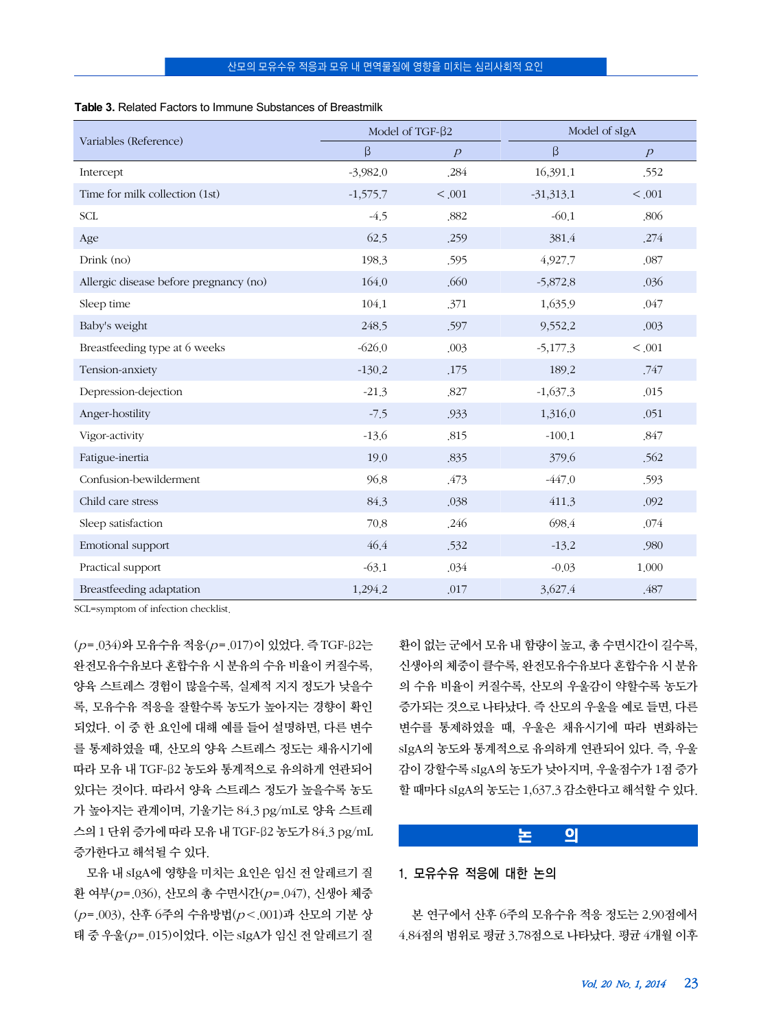**Table 3.** Related Factors to Immune Substances of Breastmilk

| Variables (Reference) | Model of TGF-β2 | | Model of sIgA | |
|---|---|---|---|---|
| | β | *p* | β | *p* |
| Intercept | -3,982.0 | .284 | 16,391.1 | .552 |
| Time for milk collection (1st) | -1,575.7 | <.001 | -31,313.1 | <.001 |
| SCL | -4.5 | .882 | -60.1 | .806 |
| Age | 62.5 | .259 | 381.4 | .274 |
| Drink (no) | 198.3 | .595 | 4,927.7 | .087 |
| Allergic disease before pregnancy (no) | 164.0 | .660 | -5,872.8 | .036 |
| Sleep time | 104.1 | .371 | 1,635.9 | .047 |
| Baby's weight | 248.5 | .597 | 9,552.2 | .003 |
| Breastfeeding type at 6 weeks | -626.0 | .003 | -5,177.3 | <.001 |
| Tension-anxiety | -130.2 | .175 | 189.2 | .747 |
| Depression-dejection | -21.3 | .827 | -1,637.3 | .015 |
| Anger-hostility | -7.5 | .933 | 1,316.0 | .051 |
| Vigor-activity | -13.6 | .815 | -100.1 | .847 |
| Fatigue-inertia | 19.0 | .835 | 379.6 | .562 |
| Confusion-bewilderment | 96.8 | .473 | -447.0 | .593 |
| Child care stress | 84.3 | .038 | 411.3 | .092 |
| Sleep satisfaction | 70.8 | .246 | 698.4 | .074 |
| Emotional support | 46.4 | .532 | -13.2 | .980 |
| Practical support | -63.1 | .034 | -0.03 | 1.000 |
| Breastfeeding adaptation | 1,294.2 | .017 | 3,627.4 | .487 |

SCL=symptom of infection checklist.

(*p*=.034)와 모유수유 적응(*p*=.017)이 있었다. 즉 TGF-β2는 완전모유수유보다 혼합수유 시 분유의 수유 비율이 커질수록, 양육 스트레스 경험이 많을수록, 실제적 지지 정도가 낮을수록, 모유수유 적응을 잘할수록 농도가 높아지는 경향이 확인되었다. 이 중 한 요인에 대해 예를 들어 설명하면, 다른 변수를 통제하였을 때, 산모의 양육 스트레스 정도는 채유시기에 따라 모유 내 TGF-β2 농도와 통계적으로 유의하게 연관되어 있다는 것이다. 따라서 양육 스트레스 정도가 높을수록 농도가 높아지는 관계이며, 기울기는 84.3 pg/mL로 양육 스트레스의 1 단위 증가에 따라 모유 내 TGF-β2 농도가 84.3 pg/mL 증가한다고 해석될 수 있다.

모유 내 sIgA에 영향을 미치는 요인은 임신 전 알레르기 질환 여부(*p*=.036), 산모의 총 수면시간(*p*=.047), 신생아 체중(*p*=.003), 산후 6주의 수유방법(*p*<.001)과 산모의 기분 상태 중 우울(*p*=.015)이었다. 이는 sIgA가 임신 전 알레르기 질환이 없는 군에서 모유 내 함량이 높고, 총 수면시간이 길수록, 신생아의 체중이 클수록, 완전모유수유보다 혼합수유 시 분유의 수유 비율이 커질수록, 산모의 우울감이 약할수록 농도가 증가되는 것으로 나타났다. 즉 산모의 우울을 예로 들면, 다른 변수를 통제하였을 때, 우울은 채유시기에 따라 변화하는 sIgA의 농도와 통계적으로 유의하게 연관되어 있다. 즉, 우울감이 강할수록 sIgA의 농도가 낮아지며, 우울점수가 1점 증가할 때마다 sIgA의 농도는 1,637.3 감소한다고 해석할 수 있다.

## 논 의

### 1. 모유수유 적응에 대한 논의

본 연구에서 산후 6주의 모유수유 적응 정도는 2.90점에서 4.84점의 범위로 평균 3.78점으로 나타났다. 평균 4개월 이후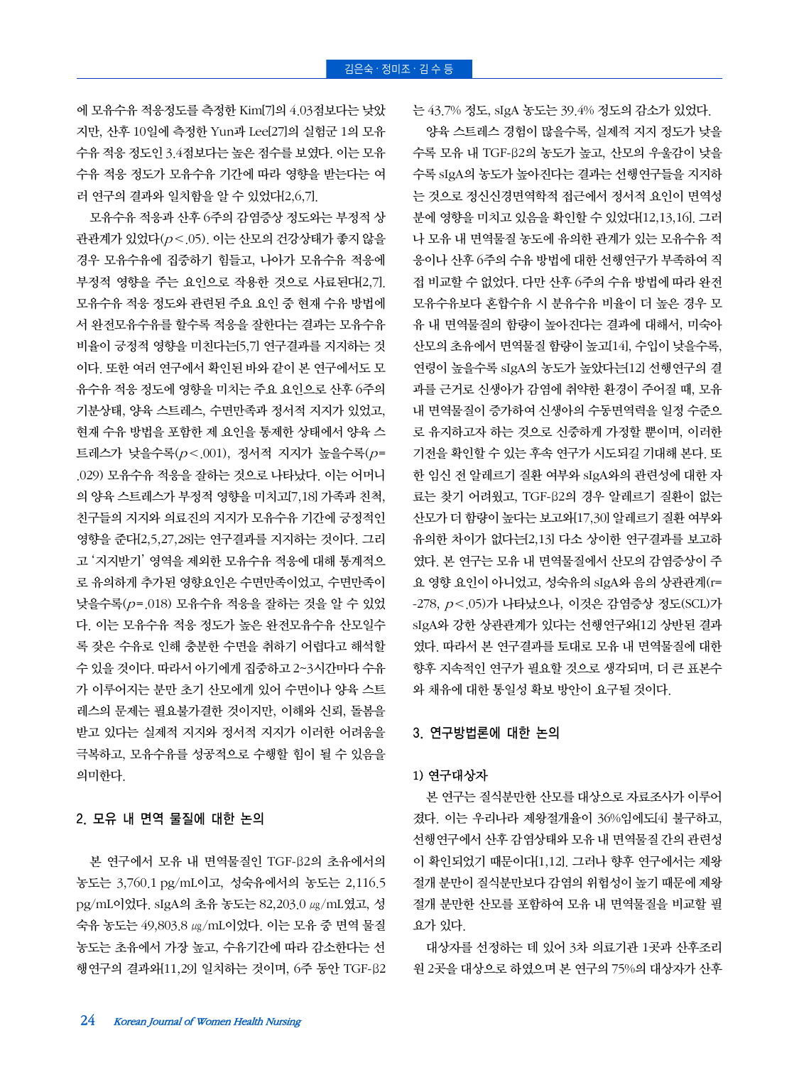에 모유수유 적응정도를 측정한 Kim[7]의 4.03점보다는 낮았지만, 산후 10일에 측정한 Yun과 Lee[27]의 실험군 1의 모유수유 적응 정도인 3.4점보다는 높은 점수를 보였다. 이는 모유수유 적응 정도가 모유수유 기간에 따라 영향을 받는다는 여러 연구의 결과와 일치함을 알 수 있었다[2,6,7].

모유수유 적응과 산후 6주의 감염증상 정도와는 부적정 상관관계가 있었다($p<.05$). 이는 산모의 건강상태가 좋지 않을 경우 모유수유에 집중하기 힘들고, 나아가 모유수유 적응에 부정적 영향을 주는 요인으로 작용한 것으로 사료된다[2,7]. 모유수유 적응 정도와 관련된 주요 요인 중 현재 수유 방법에서 완전모유수유를 할수록 적응을 잘한다는 결과는 모유수유 비율이 긍정적 영향을 미친다는[5,7] 연구결과를 지지하는 것이다. 또한 여러 연구에서 확인된 바와 같이 본 연구에서도 모유수유 적응 정도에 영향을 미치는 주요 요인으로 산후 6주의 기분상태, 양육 스트레스, 수면만족과 정서적 지지가 있었고, 현재 수유 방법을 포함한 제 요인을 통제한 상태에서 양육 스트레스가 낮을수록($p<.001$), 정서적 지지가 높을수록($p=.029$) 모유수유 적응을 잘하는 것으로 나타났다. 이는 어머니의 양육 스트레스가 부정적 영향을 미치고[7,18] 가족과 친척, 친구들의 지지와 의료진의 지지가 모유수유 기간에 긍정적인 영향을 준다[2,5,27,28]는 연구결과를 지지하는 것이다. 그리고 '지지받기' 영역을 제외한 모유수유 적응에 대해 통계적으로 유의하게 추가된 영향요인은 수면만족이었고, 수면만족이 낮을수록($p=.018$) 모유수유 적응을 잘하는 것을 알 수 있었다. 이는 모유수유 적응 정도가 높은 완전모유수유 산모일수록 잦은 수유로 인해 충분한 수면을 취하기 어렵다고 해석할 수 있을 것이다. 따라서 아기에게 집중하고 2~3시간마다 수유가 이루어지는 분만 초기 산모에게 있어 수면이나 양육 스트레스의 문제는 필요불가결한 것이지만, 이해와 신뢰, 돌봄을 받고 있다는 실제적 지지와 정서적 지지가 이러한 어려움을 극복하고, 모유수유를 성공적으로 수행할 힘이 될 수 있음을 의미한다.

## 2. 모유 내 면역 물질에 대한 논의

본 연구에서 모유 내 면역물질인 TGF-β2의 초유에서의 농도는 3,760.1 pg/mL이고, 성숙유에서의 농도는 2,116.5 pg/mL이었다. sIgA의 초유 농도는 82,203.0 ㎍/mL였고, 성숙유 농도는 49,803.8 ㎍/mL이었다. 이는 모유 중 면역 물질 농도는 초유에서 가장 높고, 수유기간에 따라 감소한다는 선행연구의 결과와[11,29] 일치하는 것이며, 6주 동안 TGF-β2는 43.7% 정도, sIgA 농도는 39.4% 정도의 감소가 있었다.

양육 스트레스 경험이 많을수록, 실제적 지지 정도가 낮을수록 모유 내 TGF-β2의 농도가 높고, 산모의 우울감이 낮을수록 sIgA의 농도가 높아진다는 결과는 선행연구들을 지지하는 것으로 정신신경면역학적 접근에서 정서적 요인이 면역성분에 영향을 미치고 있음을 확인할 수 있었다[12,13,16]. 그러나 모유 내 면역물질 농도에 유의한 관계가 있는 모유수유 적응이나 산후 6주의 수유 방법에 대한 선행연구가 부족하여 직접 비교할 수 없었다. 다만 산후 6주의 수유 방법에 따라 완전모유수유보다 혼합수유 시 분유수유 비율이 더 높은 경우 모유 내 면역물질의 함량이 높아진다는 결과에 대해서, 미숙아 산모의 초유에서 면역물질 함량이 높고[14], 수입이 낮을수록, 연령이 높을수록 sIgA의 농도가 높았다는[12] 선행연구의 결과를 근거로 신생아가 감염에 취약한 환경이 주어질 때, 모유 내 면역물질이 증가하여 신생아의 수동면역력을 일정 수준으로 유지하고자 하는 것으로 신중하게 가정할 뿐이며, 이러한 기전을 확인할 수 있는 후속 연구가 시도되길 기대해 본다. 또한 임신 전 알레르기 질환 여부와 sIgA와의 관련성에 대한 자료는 찾기 어려웠고, TGF-β2의 경우 알레르기 질환이 없는 산모가 더 함량이 높다는 보고와[17,30] 알레르기 질환 여부와 유의한 차이가 없다는[2,13] 다소 상이한 연구결과를 보고하였다. 본 연구는 모유 내 면역물질에서 산모의 감염증상이 주요 영향 요인이 아니었고, 성숙유의 sIgA와 음의 상관관계(r=-278, $p<.05$)가 나타났으나, 이것은 감염증상 정도(SCL)가 sIgA와 강한 상관관계가 있다는 선행연구와[12] 상반된 결과였다. 따라서 본 연구결과를 토대로 모유 내 면역물질에 대한 향후 지속적인 연구가 필요할 것으로 생각되며, 더 큰 표본수와 채유에 대한 통일성 확보 방안이 요구될 것이다.

## 3. 연구방법론에 대한 논의

### 1) 연구대상자

본 연구는 질식분만한 산모를 대상으로 자료조사가 이루어졌다. 이는 우리나라 제왕절개율이 36%임에도[4] 불구하고, 선행연구에서 산후 감염상태와 모유 내 면역물질 간의 관련성이 확인되었기 때문이다[1,12]. 그러나 향후 연구에서는 제왕절개 분만이 질식분만보다 감염의 위험성이 높기 때문에 제왕절개 분만한 산모를 포함하여 모유 내 면역물질을 비교할 필요가 있다.

대상자를 선정하는 데 있어 3차 의료기관 1곳과 산후조리원 2곳을 대상으로 하였으며 본 연구의 75%의 대상자가 산후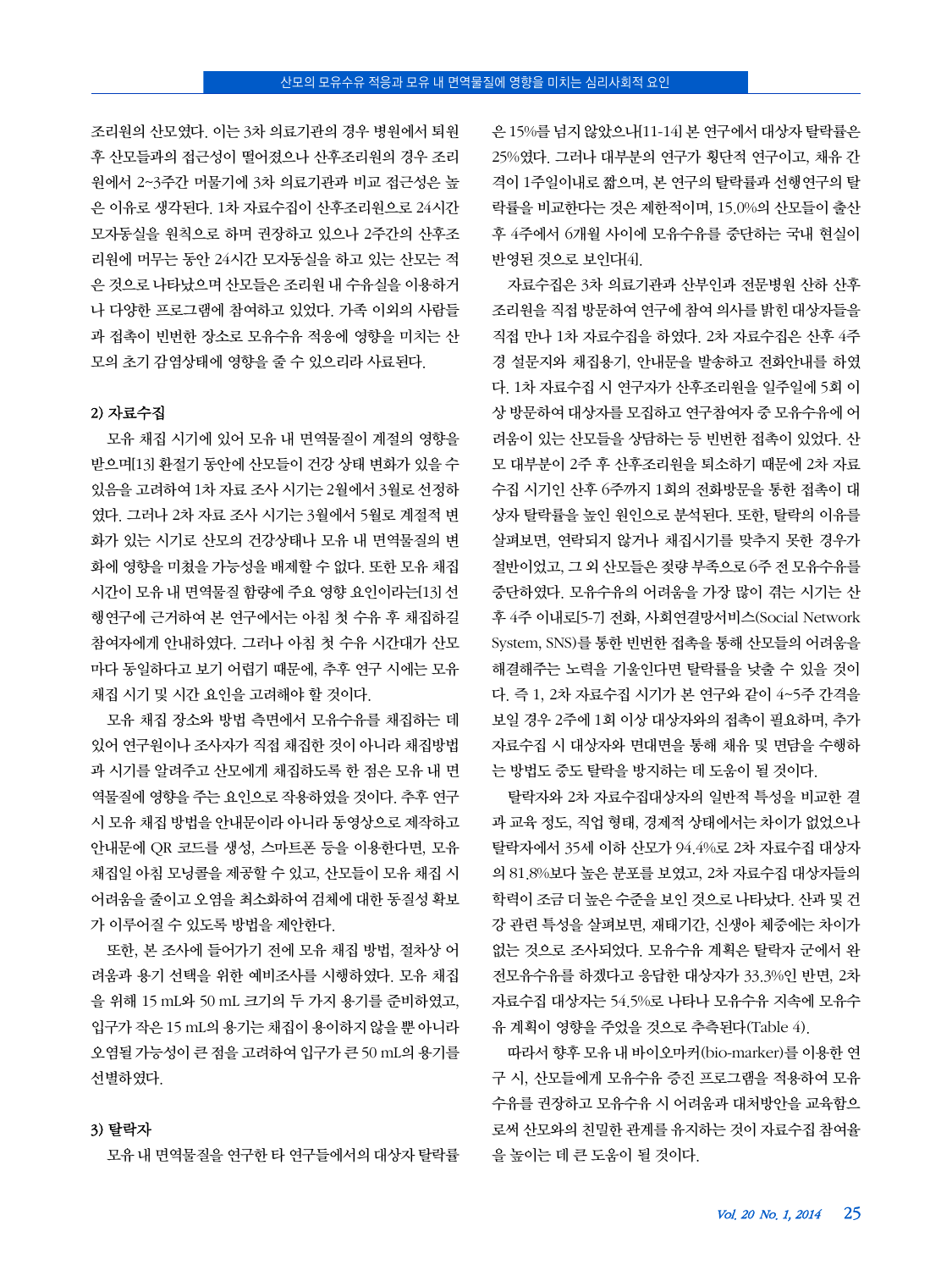조리원의 산모였다. 이는 3차 의료기관의 경우 병원에서 퇴원 후 산모들과의 접근성이 떨어졌으나 산후조리원의 경우 조리원에서 2~3주간 머물기에 3차 의료기관과 비교 접근성은 높은 이유로 생각된다. 1차 자료수집이 산후조리원으로 24시간 모자동실을 원칙으로 하며 권장하고 있으나 2주간의 산후조리원에 머무는 동안 24시간 모자동실을 하고 있는 산모는 적은 것으로 나타났으며 산모들은 조리원 내 수유실을 이용하거나 다양한 프로그램에 참여하고 있었다. 가족 이외의 사람들과 접촉이 빈번한 장소로 모유수유 적응에 영향을 미치는 산모의 초기 감염상태에 영향을 줄 수 있으리라 사료된다.

### 2) 자료수집

모유 채집 시기에 있어 모유 내 면역물질이 계절의 영향을 받으며[13] 환절기 동안에 산모들이 건강 상태 변화가 있을 수 있음을 고려하여 1차 자료 조사 시기는 2월에서 3월로 선정하였다. 그러나 2차 자료 조사 시기는 3월에서 5월로 계절적 변화가 있는 시기로 산모의 건강상태나 모유 내 면역물질의 변화에 영향을 미쳤을 가능성을 배제할 수 없다. 또한 모유 채집 시간이 모유 내 면역물질 함량에 주요 영향 요인이라는[13] 선행연구에 근거하여 본 연구에서는 아침 첫 수유 후 채집하길 참여자에게 안내하였다. 그러나 아침 첫 수유 시간대가 산모마다 동일하다고 보기 어렵기 때문에, 추후 연구 시에는 모유 채집 시기 및 시간 요인을 고려해야 할 것이다.

모유 채집 장소와 방법 측면에서 모유수유를 채집하는 데 있어 연구원이나 조사자가 직접 채집한 것이 아니라 채집방법과 시기를 알려주고 산모에게 채집하도록 한 점은 모유 내 면역물질에 영향을 주는 요인으로 작용하였을 것이다. 추후 연구 시 모유 채집 방법을 안내문이 아니라 동영상으로 제작하고 안내문에 QR 코드를 생성, 스마트폰 등을 이용한다면, 모유 채집일 아침 모닝콜을 제공할 수 있고, 산모들이 모유 채집 시 어려움을 줄이고 오염을 최소화하여 검체에 대한 동질성 확보가 이루어질 수 있도록 방법을 제안한다.

또한, 본 조사에 들어가기 전에 모유 채집 방법, 절차상 어려움과 용기 선택을 위한 예비조사를 시행하였다. 모유 채집을 위해 15 mL와 50 mL 크기의 두 가지 용기를 준비하였고, 입구가 작은 15 mL의 용기는 채집이 용이하지 않을 뿐 아니라 오염될 가능성이 큰 점을 고려하여 입구가 큰 50 mL의 용기를 선별하였다.

### 3) 탈락자

모유 내 면역물질을 연구한 타 연구들에서의 대상자 탈락률은 15%를 넘지 않았으나[11-14] 본 연구에서 대상자 탈락률은 25%였다. 그러나 대부분의 연구가 횡단적 연구이고, 채유 간격이 1주일이내로 짧으며, 본 연구의 탈락률과 선행연구의 탈락률을 비교한다는 것은 제한적이며, 15.0%의 산모들이 출산 후 4주에서 6개월 사이에 모유수유를 중단하는 국내 현실이 반영된 것으로 보인다[4].

자료수집은 3차 의료기관과 산부인과 전문병원 산하 산후조리원을 직접 방문하여 연구에 참여 의사를 밝힌 대상자들을 직접 만나 1차 자료수집을 하였다. 2차 자료수집은 산후 4주경 설문지와 채집용기, 안내문을 발송하고 전화안내를 하였다. 1차 자료수집 시 연구자가 산후조리원을 일주일에 5회 이상 방문하여 대상자를 모집하고 연구참여자 중 모유수유에 어려움이 있는 산모들을 상담하는 등 빈번한 접촉이 있었다. 산모 대부분이 2주 후 산후조리원을 퇴소하기 때문에 2차 자료수집 시기인 산후 6주까지 1회의 전화방문을 통한 접촉이 대상자 탈락률을 높인 원인으로 분석된다. 또한, 탈락의 이유를 살펴보면, 연락되지 않거나 채집시기를 맞추지 못한 경우가 절반이었고, 그 외 산모들은 젖량 부족으로 6주 전 모유수유를 중단하였다. 모유수유의 어려움을 가장 많이 겪는 시기는 산후 4주 이내로[5-7] 전화, 사회연결망서비스(Social Network System, SNS)를 통한 빈번한 접촉을 통해 산모들의 어려움을 해결해주는 노력을 기울인다면 탈락률을 낮출 수 있을 것이다. 즉 1, 2차 자료수집 시기가 본 연구와 같이 4~5주 간격을 보일 경우 2주에 1회 이상 대상자와의 접촉이 필요하며, 추가 자료수집 시 대상자와 면대면을 통해 채유 및 면담을 수행하는 방법도 중도 탈락을 방지하는 데 도움이 될 것이다.

탈락자와 2차 자료수집대상자의 일반적 특성을 비교한 결과 교육 정도, 직업 형태, 경제적 상태에서는 차이가 없었으나 탈락자에서 35세 이하 산모가 94.4%로 2차 자료수집 대상자의 81.8%보다 높은 분포를 보였고, 2차 자료수집 대상자들의 학력이 조금 더 높은 수준을 보인 것으로 나타났다. 산과 및 건강 관련 특성을 살펴보면, 재태기간, 신생아 체중에는 차이가 없는 것으로 조사되었다. 모유수유 계획은 탈락자 군에서 완전모유수유를 하겠다고 응답한 대상자가 33.3%인 반면, 2차 자료수집 대상자는 54.5%로 나타나 모유수유 지속에 모유수유 계획이 영향을 주었을 것으로 추측된다(Table 4).

따라서 향후 모유 내 바이오마커(bio-marker)를 이용한 연구 시, 산모들에게 모유수유 증진 프로그램을 적용하여 모유수유를 권장하고 모유수유 시 어려움과 대처방안을 교육함으로써 산모와의 친밀한 관계를 유지하는 것이 자료수집 참여율을 높이는 데 큰 도움이 될 것이다.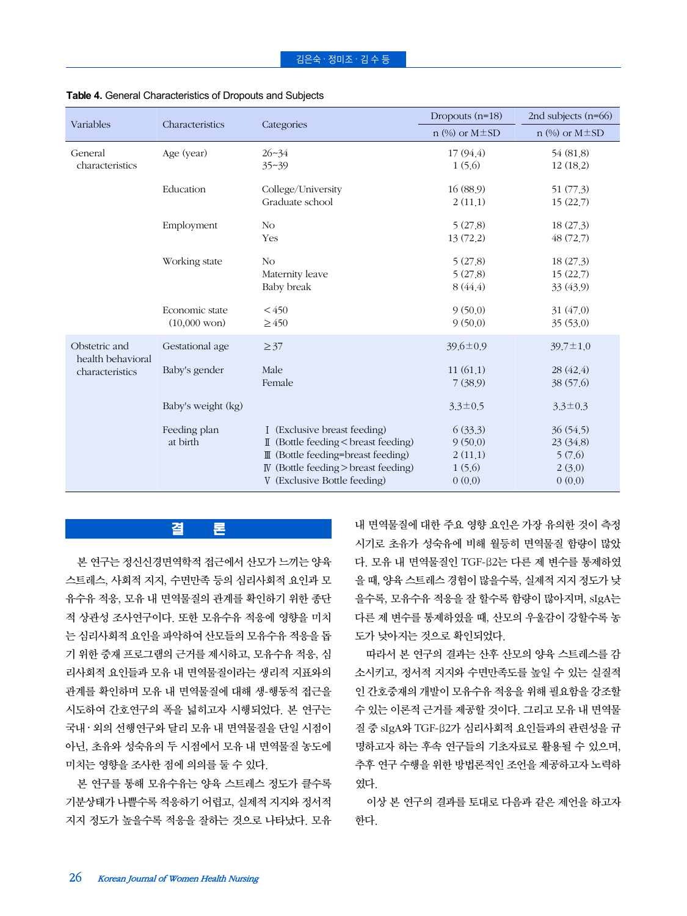**Table 4.** General Characteristics of Dropouts and Subjects

| Variables | Characteristics | Categories | Dropouts (n=18) | 2nd subjects (n=66) |
|---|---|---|---|---|
| | | | n (%) or M±SD | n (%) or M±SD |
| General characteristics | Age (year) | 26~34 | 17 (94.4) | 54 (81.8) |
| | | 35~39 | 1 (5.6) | 12 (18.2) |
| | Education | College/University | 16 (88.9) | 51 (77.3) |
| | | Graduate school | 2 (11.1) | 15 (22.7) |
| | Employment | No | 5 (27.8) | 18 (27.3) |
| | | Yes | 13 (72.2) | 48 (72.7) |
| | Working state | No | 5 (27.8) | 18 (27.3) |
| | | Maternity leave | 5 (27.8) | 15 (22.7) |
| | | Baby break | 8 (44.4) | 33 (43.9) |
| | Economic state (10,000 won) | <450 | 9 (50.0) | 31 (47.0) |
| | | ≥450 | 9 (50.0) | 35 (53.0) |
| Obstetric and health behavioral characteristics | Gestational age | ≥37 | 39.6±0.9 | 39.7±1.0 |
| | Baby's gender | Male | 11 (61.1) | 28 (42.4) |
| | | Female | 7 (38.9) | 38 (57.6) |
| | Baby's weight (kg) | | 3.3±0.5 | 3.3±0.3 |
| | Feeding plan at birth | Ⅰ (Exclusive breast feeding) | 6 (33.3) | 36 (54.5) |
| | | Ⅱ (Bottle feeding<breast feeding) | 9 (50.0) | 23 (34.8) |
| | | Ⅲ (Bottle feeding=breast feeding) | 2 (11.1) | 5 (7.6) |
| | | Ⅳ (Bottle feeding>breast feeding) | 1 (5.6) | 2 (3.0) |
| | | Ⅴ (Exclusive Bottle feeding) | 0 (0.0) | 0 (0.0) |

## 결 론

본 연구는 정신신경면역학적 접근에서 산모가 느끼는 양육 스트레스, 사회적 지지, 수면만족 등의 심리사회적 요인과 모유수유 적응, 모유 내 면역물질의 관계를 확인하기 위한 종단적 상관성 조사연구이다. 또한 모유수유 적응에 영향을 미치는 심리사회적 요인을 파악하여 산모들의 모유수유 적응을 돕기 위한 중재 프로그램의 근거를 제시하고, 모유수유 적응, 심리사회적 요인들과 모유 내 면역물질이라는 생리적 지표와의 관계를 확인하며 모유 내 면역물질에 대해 생-행동적 접근을 시도하여 간호연구의 폭을 넓히고자 시행되었다. 본 연구는 국내·외의 선행연구와 달리 모유 내 면역물질을 단일 시점이 아닌, 초유와 성숙유의 두 시점에서 모유 내 면역물질 농도에 미치는 영향을 조사한 점에 의의를 둘 수 있다.

본 연구를 통해 모유수유는 양육 스트레스 정도가 클수록 기분상태가 나쁠수록 적응하기 어렵고, 실제적 지지와 정서적 지지 정도가 높을수록 적응을 잘하는 것으로 나타났다. 모유 내 면역물질에 대한 주요 영향 요인은 가장 유의한 것이 측정 시기로 초유가 성숙유에 비해 월등히 면역물질 함량이 많았다. 모유 내 면역물질인 TGF-β2는 다른 제 변수를 통제하였을 때, 양육 스트레스 경험이 많을수록, 실제적 지지 정도가 낮을수록, 모유수유 적응을 잘 할수록 함량이 많아지며, sIgA는 다른 제 변수를 통제하였을 때, 산모의 우울감이 강할수록 농도가 낮아지는 것으로 확인되었다.

따라서 본 연구의 결과는 산후 산모의 양육 스트레스를 감소시키고, 정서적 지지와 수면만족도를 높일 수 있는 실질적인 간호중재의 개발이 모유수유 적응을 위해 필요함을 강조할 수 있는 이론적 근거를 제공할 것이다. 그리고 모유 내 면역물질 중 sIgA와 TGF-β2가 심리사회적 요인들과의 관련성을 규명하고자 하는 후속 연구들의 기초자료로 활용될 수 있으며, 추후 연구 수행을 위한 방법론적인 조언을 제공하고자 노력하였다.

이상 본 연구의 결과를 토대로 다음과 같은 제언을 하고자 한다.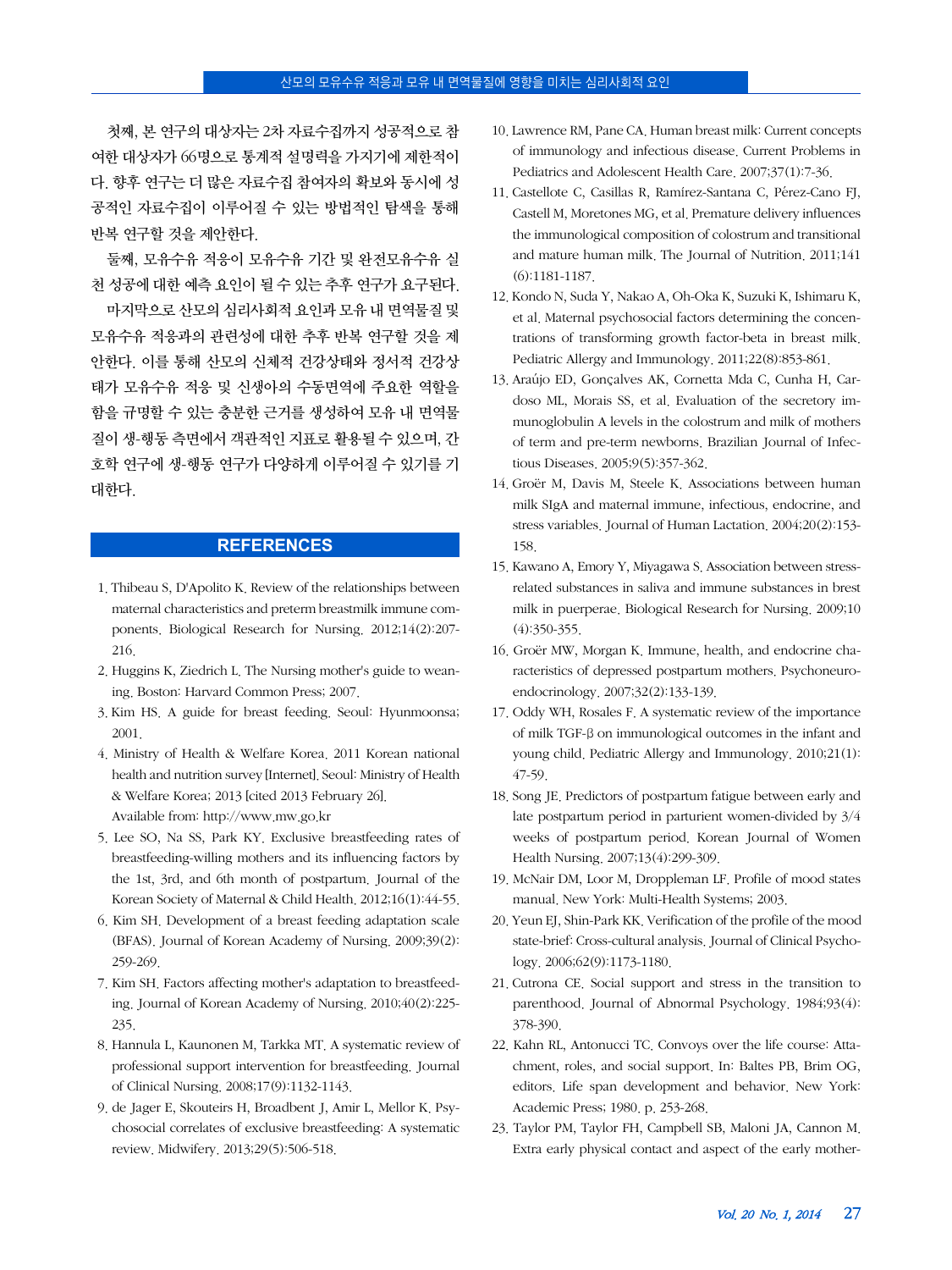첫째, 본 연구의 대상자는 2차 자료수집까지 성공적으로 참여한 대상자가 66명으로 통계적 설명력을 가지기에 제한적이다. 향후 연구는 더 많은 자료수집 참여자의 확보와 동시에 성공적인 자료수집이 이루어질 수 있는 방법적인 탐색을 통해 반복 연구할 것을 제안한다.

둘째, 모유수유 적응이 모유수유 기간 및 완전모유수유 실천 성공에 대한 예측 요인이 될 수 있는 추후 연구가 요구된다.

마지막으로 산모의 심리사회적 요인과 모유 내 면역물질 및 모유수유 적응과의 관련성에 대한 추후 반복 연구할 것을 제안한다. 이를 통해 산모의 신체적 건강상태와 정서적 건강상태가 모유수유 적응 및 신생아의 수동면역에 주요한 역할을 함을 규명할 수 있는 충분한 근거를 생성하여 모유 내 면역물질이 생-행동 측면에서 객관적인 지표로 활용될 수 있으며, 간호학 연구에 생-행동 연구가 다양하게 이루어질 수 있기를 기대한다.

## REFERENCES

1. Thibeau S, D'Apolito K. Review of the relationships between maternal characteristics and preterm breastmilk immune components. Biological Research for Nursing. 2012;14(2):207-216.
2. Huggins K, Ziedrich L. The Nursing mother's guide to weaning. Boston: Harvard Common Press; 2007.
3. Kim HS. A guide for breast feeding. Seoul: Hyunmoonsa; 2001.
4. Ministry of Health & Welfare Korea. 2011 Korean national health and nutrition survey [Internet]. Seoul: Ministry of Health & Welfare Korea; 2013 [cited 2013 February 26]. Available from: http://www.mw.go.kr
5. Lee SO, Na SS, Park KY. Exclusive breastfeeding rates of breastfeeding-willing mothers and its influencing factors by the 1st, 3rd, and 6th month of postpartum. Journal of the Korean Society of Maternal & Child Health. 2012;16(1):44-55.
6. Kim SH. Development of a breast feeding adaptation scale (BFAS). Journal of Korean Academy of Nursing. 2009;39(2):259-269.
7. Kim SH. Factors affecting mother's adaptation to breastfeeding. Journal of Korean Academy of Nursing. 2010;40(2):225-235.
8. Hannula L, Kaunonen M, Tarkka MT. A systematic review of professional support intervention for breastfeeding. Journal of Clinical Nursing. 2008;17(9):1132-1143.
9. de Jager E, Skouteirs H, Broadbent J, Amir L, Mellor K. Psychosocial correlates of exclusive breastfeeding: A systematic review. Midwifery. 2013;29(5):506-518.
10. Lawrence RM, Pane CA. Human breast milk: Current concepts of immunology and infectious disease. Current Problems in Pediatrics and Adolescent Health Care. 2007;37(1):7-36.
11. Castellote C, Casillas R, Ramírez-Santana C, Pérez-Cano FJ, Castell M, Moretones MG, et al. Premature delivery influences the immunological composition of colostrum and transitional and mature human milk. The Journal of Nutrition. 2011;141(6):1181-1187.
12. Kondo N, Suda Y, Nakao A, Oh-Oka K, Suzuki K, Ishimaru K, et al. Maternal psychosocial factors determining the concentrations of transforming growth factor-beta in breast milk. Pediatric Allergy and Immunology. 2011;22(8):853-861.
13. Araújo ED, Gonçalves AK, Cornetta Mda C, Cunha H, Cardoso ML, Morais SS, et al. Evaluation of the secretory immunoglobulin A levels in the colostrum and milk of mothers of term and pre-term newborns. Brazilian Journal of Infectious Diseases. 2005;9(5):357-362.
14. Groër M, Davis M, Steele K. Associations between human milk SIgA and maternal immune, infectious, endocrine, and stress variables. Journal of Human Lactation. 2004;20(2):153-158.
15. Kawano A, Emory Y, Miyagawa S. Association between stress-related substances in saliva and immune substances in brest milk in puerperae. Biological Research for Nursing. 2009;10(4):350-355.
16. Groër MW, Morgan K. Immune, health, and endocrine characteristics of depressed postpartum mothers. Psychoneuroendocrinology. 2007;32(2):133-139.
17. Oddy WH, Rosales F. A systematic review of the importance of milk TGF-β on immunological outcomes in the infant and young child. Pediatric Allergy and Immunology. 2010;21(1):47-59.
18. Song JE. Predictors of postpartum fatigue between early and late postpartum period in parturient women-divided by 3/4 weeks of postpartum period. Korean Journal of Women Health Nursing. 2007;13(4):299-309.
19. McNair DM, Loor M, Droppleman LF. Profile of mood states manual. New York: Multi-Health Systems; 2003.
20. Yeun EJ, Shin-Park KK. Verification of the profile of the mood state-brief: Cross-cultural analysis. Journal of Clinical Psychology. 2006;62(9):1173-1180.
21. Cutrona CE. Social support and stress in the transition to parenthood. Journal of Abnormal Psychology. 1984;93(4):378-390.
22. Kahn RL, Antonucci TC. Convoys over the life course: Attachment, roles, and social support. In: Baltes PB, Brim OG, editors. Life span development and behavior. New York: Academic Press; 1980. p. 253-268.
23. Taylor PM, Taylor FH, Campbell SB, Maloni JA, Cannon M. Extra early physical contact and aspect of the early mother-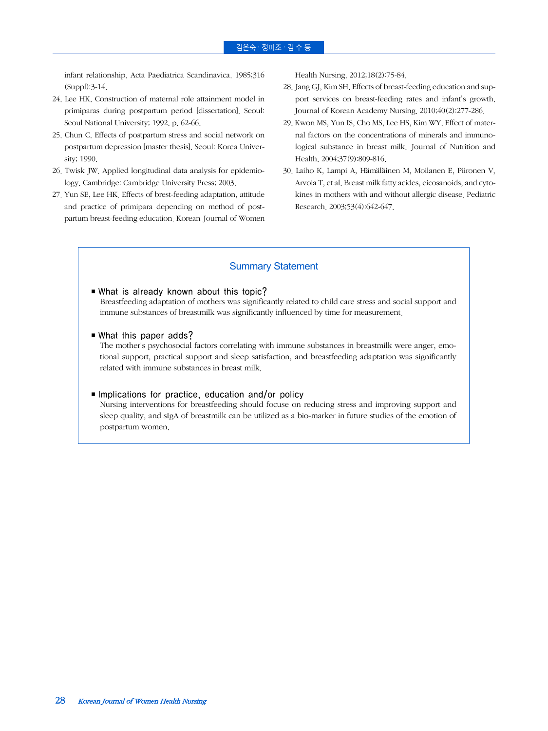infant relationship. Acta Paediatrica Scandinavica. 1985;316 (Suppl):3-14.

24. Lee HK. Construction of maternal role attainment model in primiparas during postpartum period [dissertation]. Seoul: Seoul National University; 1992. p. 62-66.
25. Chun C. Effects of postpartum stress and social network on postpartum depression [master thesis]. Seoul: Korea University; 1990.
26. Twisk JW. Applied longitudinal data analysis for epidemiology. Cambridge: Cambridge University Press; 2003.
27. Yun SE, Lee HK. Effects of brest-feeding adaptation, attitude and practice of primipara depending on method of postpartum breast-feeding education. Korean Journal of Women Health Nursing. 2012;18(2):75-84.
28. Jang GJ, Kim SH. Effects of breast-feeding education and support services on breast-feeding rates and infant's growth. Journal of Korean Academy Nursing. 2010;40(2):277-286.
29. Kwon MS, Yun IS, Cho MS, Lee HS, Kim WY. Effect of maternal factors on the concentrations of minerals and immunological substance in breast milk. Journal of Nutrition and Health. 2004;37(9):809-816.
30. Laiho K, Lampi A, Hämäläinen M, Moilanen E, Piironen V, Arvola T, et al. Breast milk fatty acides, eicosanoids, and cytokines in mothers with and without allergic disease. Pediatric Research. 2003;53(4):642-647.

## Summary Statement

- **What is already known about this topic?**

  Breastfeeding adaptation of mothers was significantly related to child care stress and social support and immune substances of breastmilk was significantly influenced by time for measurement.

- **What this paper adds?**

  The mother's psychosocial factors correlating with immune substances in breastmilk were anger, emotional support, practical support and sleep satisfaction, and breastfeeding adaptation was significantly related with immune substances in breast milk.

- **Implications for practice, education and/or policy**

  Nursing interventions for breastfeeding should focuse on reducing stress and improving support and sleep quality, and sIgA of breastmilk can be utilized as a bio-marker in future studies of the emotion of postpartum women.